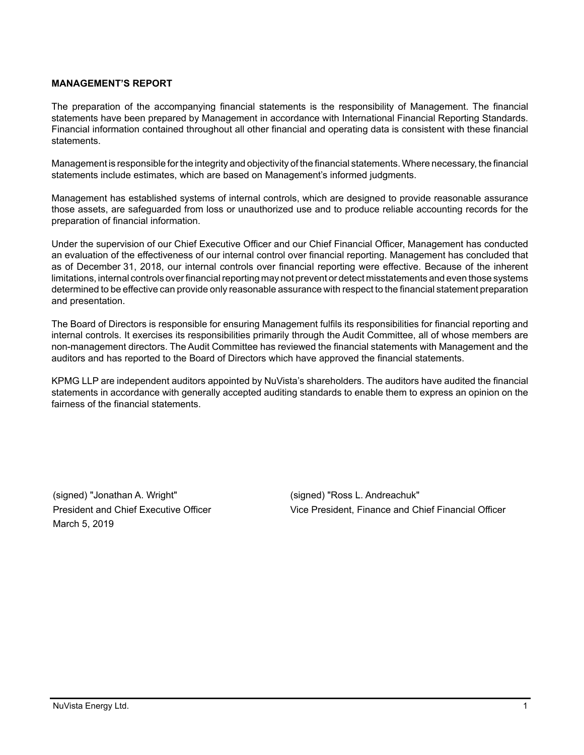## MANAGEMENT'S REPORT

The preparation of the accompanying financial statements is the responsibility of Management. The financial statements have been prepared by Management in accordance with International Financial Reporting Standards. Financial information contained throughout all other financial and operating data is consistent with these financial statements.

Management is responsible for the integrity and objectivity of the financial statements. Where necessary, the financial statements include estimates, which are based on Management's informed judgments.

Management has established systems of internal controls, which are designed to provide reasonable assurance those assets, are safeguarded from loss or unauthorized use and to produce reliable accounting records for the preparation of financial information.

Under the supervision of our Chief Executive Officer and our Chief Financial Officer, Management has conducted an evaluation of the effectiveness of our internal control over financial reporting. Management has concluded that as of December 31, 2018, our internal controls over financial reporting were effective. Because of the inherent limitations, internal controls over financial reporting may not prevent or detect misstatements and even those systems determined to be effective can provide only reasonable assurance with respect to the financial statement preparation and presentation.

The Board of Directors is responsible for ensuring Management fulfils its responsibilities for financial reporting and internal controls. It exercises its responsibilities primarily through the Audit Committee, all of whose members are non-management directors. The Audit Committee has reviewed the financial statements with Management and the auditors and has reported to the Board of Directors which have approved the financial statements.

KPMG LLP are independent auditors appointed by NuVista's shareholders. The auditors have audited the financial statements in accordance with generally accepted auditing standards to enable them to express an opinion on the fairness of the financial statements.

(signed) "Jonathan A. Wright"
President and Chief Executive Officer
March 5, 2019

(signed) "Ross L. Andreachuk"
Vice President, Finance and Chief Financial Officer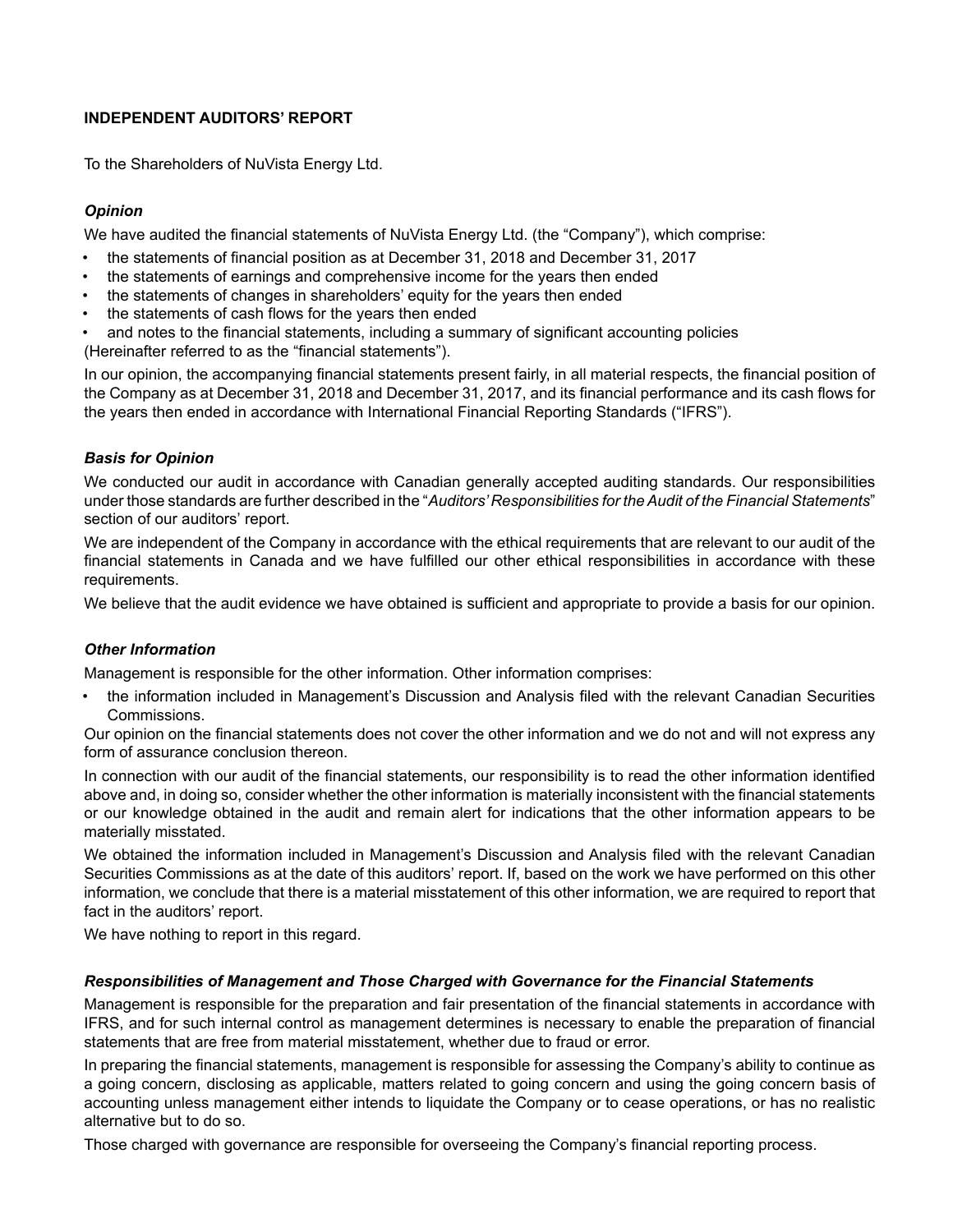# INDEPENDENT AUDITORS' REPORT

To the Shareholders of NuVista Energy Ltd.

### *Opinion*

We have audited the financial statements of NuVista Energy Ltd. (the "Company"), which comprise:

- the statements of financial position as at December 31, 2018 and December 31, 2017
- the statements of earnings and comprehensive income for the years then ended
- the statements of changes in shareholders' equity for the years then ended
- the statements of cash flows for the years then ended
- and notes to the financial statements, including a summary of significant accounting policies

(Hereinafter referred to as the "financial statements").

In our opinion, the accompanying financial statements present fairly, in all material respects, the financial position of the Company as at December 31, 2018 and December 31, 2017, and its financial performance and its cash flows for the years then ended in accordance with International Financial Reporting Standards ("IFRS").

### *Basis for Opinion*

We conducted our audit in accordance with Canadian generally accepted auditing standards. Our responsibilities under those standards are further described in the "*Auditors' Responsibilities for the Audit of the Financial Statements*" section of our auditors' report.

We are independent of the Company in accordance with the ethical requirements that are relevant to our audit of the financial statements in Canada and we have fulfilled our other ethical responsibilities in accordance with these requirements.

We believe that the audit evidence we have obtained is sufficient and appropriate to provide a basis for our opinion.

### *Other Information*

Management is responsible for the other information. Other information comprises:

- the information included in Management's Discussion and Analysis filed with the relevant Canadian Securities Commissions.

Our opinion on the financial statements does not cover the other information and we do not and will not express any form of assurance conclusion thereon.

In connection with our audit of the financial statements, our responsibility is to read the other information identified above and, in doing so, consider whether the other information is materially inconsistent with the financial statements or our knowledge obtained in the audit and remain alert for indications that the other information appears to be materially misstated.

We obtained the information included in Management's Discussion and Analysis filed with the relevant Canadian Securities Commissions as at the date of this auditors' report. If, based on the work we have performed on this other information, we conclude that there is a material misstatement of this other information, we are required to report that fact in the auditors' report.

We have nothing to report in this regard.

### *Responsibilities of Management and Those Charged with Governance for the Financial Statements*

Management is responsible for the preparation and fair presentation of the financial statements in accordance with IFRS, and for such internal control as management determines is necessary to enable the preparation of financial statements that are free from material misstatement, whether due to fraud or error.

In preparing the financial statements, management is responsible for assessing the Company's ability to continue as a going concern, disclosing as applicable, matters related to going concern and using the going concern basis of accounting unless management either intends to liquidate the Company or to cease operations, or has no realistic alternative but to do so.

Those charged with governance are responsible for overseeing the Company's financial reporting process.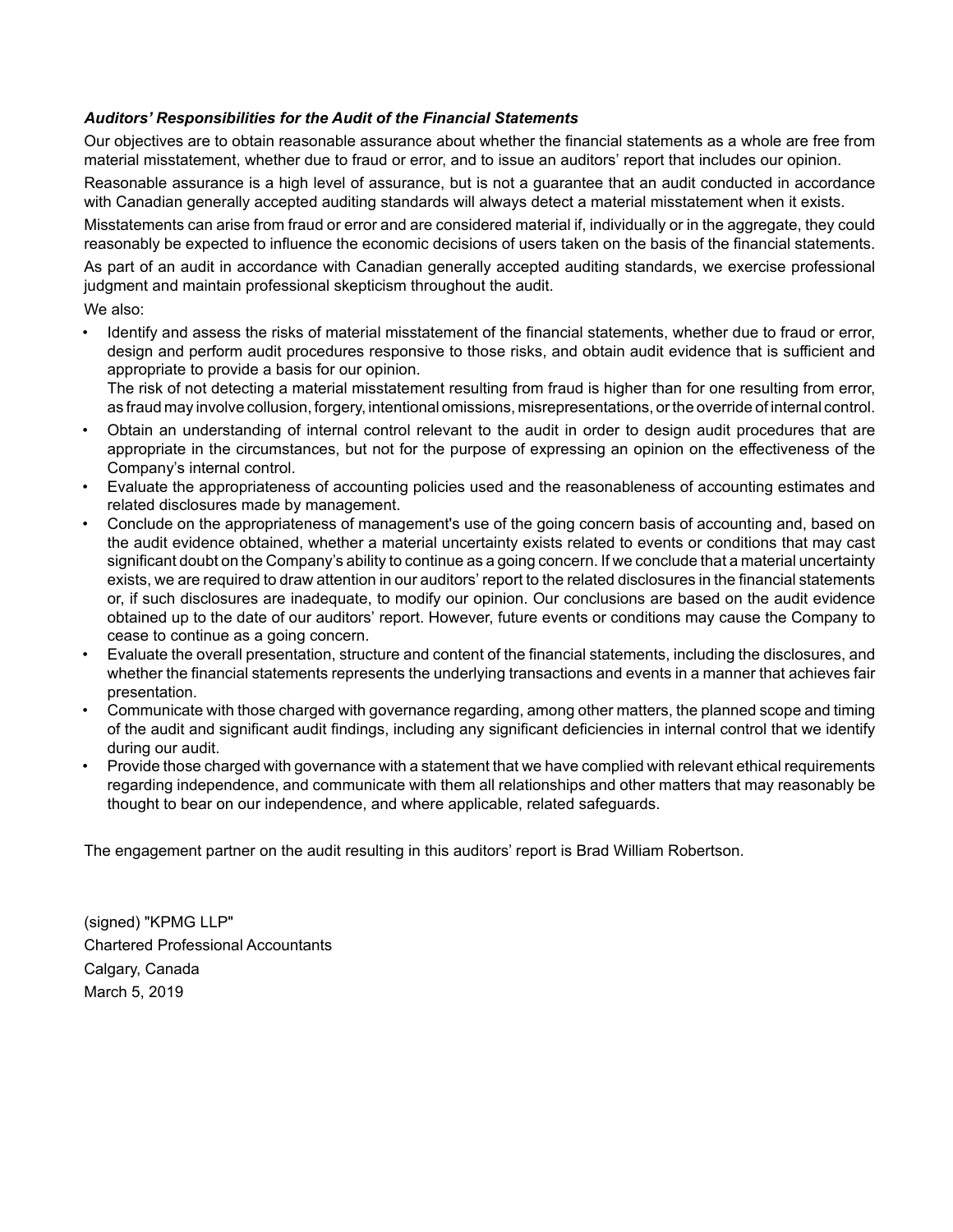### *Auditors' Responsibilities for the Audit of the Financial Statements*

Our objectives are to obtain reasonable assurance about whether the financial statements as a whole are free from material misstatement, whether due to fraud or error, and to issue an auditors' report that includes our opinion.

Reasonable assurance is a high level of assurance, but is not a guarantee that an audit conducted in accordance with Canadian generally accepted auditing standards will always detect a material misstatement when it exists.

Misstatements can arise from fraud or error and are considered material if, individually or in the aggregate, they could reasonably be expected to influence the economic decisions of users taken on the basis of the financial statements.

As part of an audit in accordance with Canadian generally accepted auditing standards, we exercise professional judgment and maintain professional skepticism throughout the audit.

We also:

- Identify and assess the risks of material misstatement of the financial statements, whether due to fraud or error, design and perform audit procedures responsive to those risks, and obtain audit evidence that is sufficient and appropriate to provide a basis for our opinion.

  The risk of not detecting a material misstatement resulting from fraud is higher than for one resulting from error, as fraud may involve collusion, forgery, intentional omissions, misrepresentations, or the override of internal control.
- Obtain an understanding of internal control relevant to the audit in order to design audit procedures that are appropriate in the circumstances, but not for the purpose of expressing an opinion on the effectiveness of the Company's internal control.
- Evaluate the appropriateness of accounting policies used and the reasonableness of accounting estimates and related disclosures made by management.
- Conclude on the appropriateness of management's use of the going concern basis of accounting and, based on the audit evidence obtained, whether a material uncertainty exists related to events or conditions that may cast significant doubt on the Company's ability to continue as a going concern. If we conclude that a material uncertainty exists, we are required to draw attention in our auditors' report to the related disclosures in the financial statements or, if such disclosures are inadequate, to modify our opinion. Our conclusions are based on the audit evidence obtained up to the date of our auditors' report. However, future events or conditions may cause the Company to cease to continue as a going concern.
- Evaluate the overall presentation, structure and content of the financial statements, including the disclosures, and whether the financial statements represents the underlying transactions and events in a manner that achieves fair presentation.
- Communicate with those charged with governance regarding, among other matters, the planned scope and timing of the audit and significant audit findings, including any significant deficiencies in internal control that we identify during our audit.
- Provide those charged with governance with a statement that we have complied with relevant ethical requirements regarding independence, and communicate with them all relationships and other matters that may reasonably be thought to bear on our independence, and where applicable, related safeguards.

The engagement partner on the audit resulting in this auditors' report is Brad William Robertson.

(signed) "KPMG LLP"
Chartered Professional Accountants
Calgary, Canada
March 5, 2019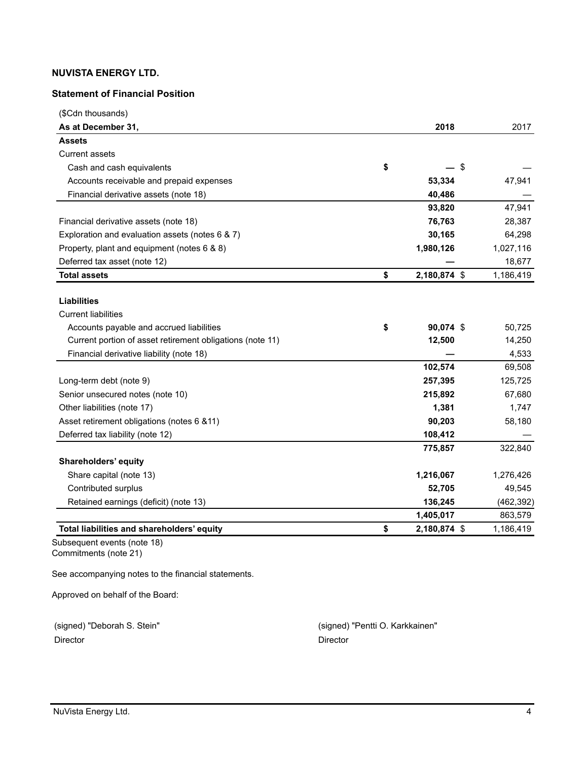**NUVISTA ENERGY LTD.**

**Statement of Financial Position**

| ($Cdn thousands) | | |
|---|---|---|
| **As at December 31,** | **2018** | 2017 |
| **Assets** | | |
| Current assets | | |
| Cash and cash equivalents | **$ —** | $ — |
| Accounts receivable and prepaid expenses | **53,334** | 47,941 |
| Financial derivative assets (note 18) | **40,486** | — |
| | **93,820** | 47,941 |
| Financial derivative assets (note 18) | **76,763** | 28,387 |
| Exploration and evaluation assets (notes 6 & 7) | **30,165** | 64,298 |
| Property, plant and equipment (notes 6 & 8) | **1,980,126** | 1,027,116 |
| Deferred tax asset (note 12) | **—** | 18,677 |
| **Total assets** | **$ 2,180,874** | $ 1,186,419 |
| **Liabilities** | | |
| Current liabilities | | |
| Accounts payable and accrued liabilities | **$ 90,074** | $ 50,725 |
| Current portion of asset retirement obligations (note 11) | **12,500** | 14,250 |
| Financial derivative liability (note 18) | **—** | 4,533 |
| | **102,574** | 69,508 |
| Long-term debt (note 9) | **257,395** | 125,725 |
| Senior unsecured notes (note 10) | **215,892** | 67,680 |
| Other liabilities (note 17) | **1,381** | 1,747 |
| Asset retirement obligations (notes 6 &11) | **90,203** | 58,180 |
| Deferred tax liability (note 12) | **108,412** | — |
| | **775,857** | 322,840 |
| **Shareholders' equity** | | |
| Share capital (note 13) | **1,216,067** | 1,276,426 |
| Contributed surplus | **52,705** | 49,545 |
| Retained earnings (deficit) (note 13) | **136,245** | (462,392) |
| | **1,405,017** | 863,579 |
| **Total liabilities and shareholders' equity** | **$ 2,180,874** | $ 1,186,419 |

Subsequent events (note 18)
Commitments (note 21)

See accompanying notes to the financial statements.

Approved on behalf of the Board:

(signed) "Deborah S. Stein"
Director

(signed) "Pentti O. Karkkainen"
Director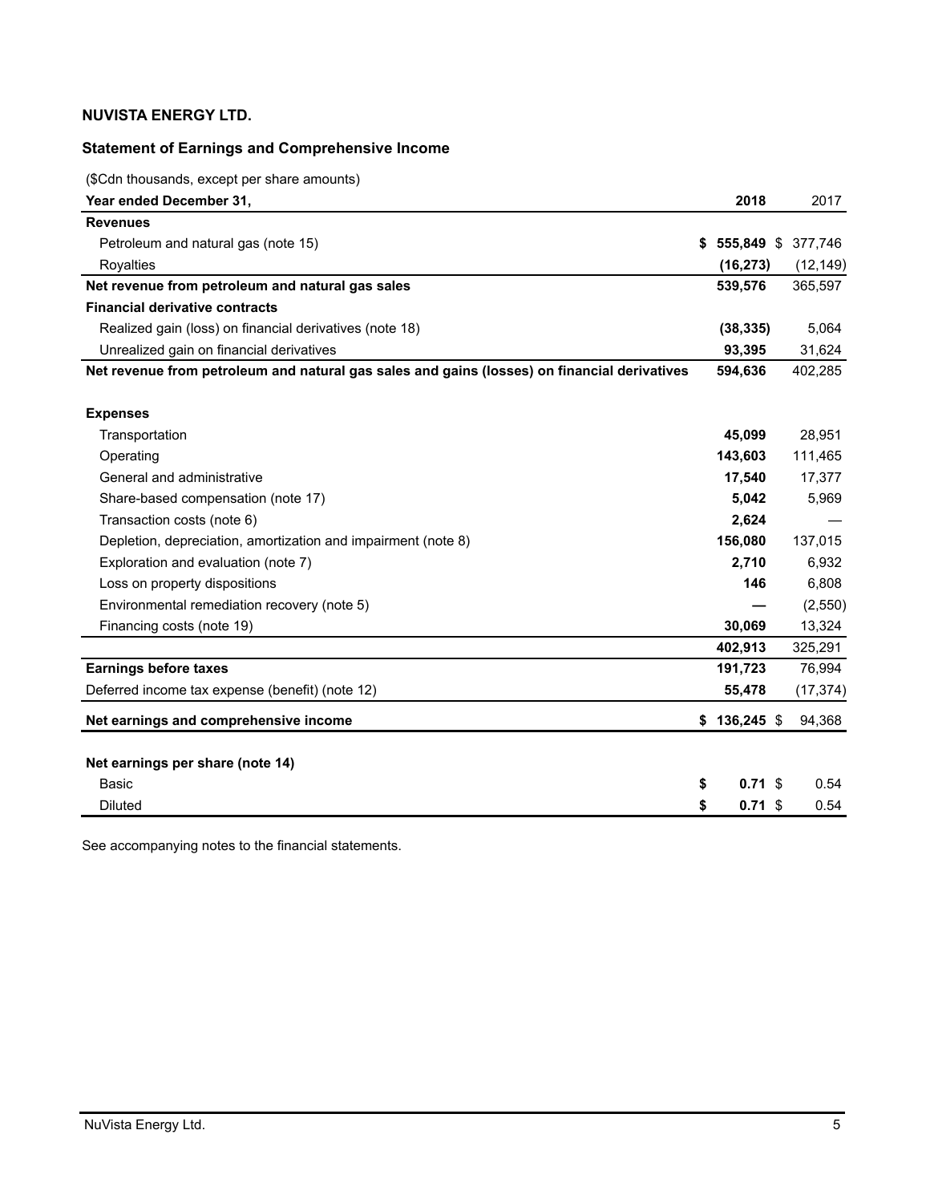**NUVISTA ENERGY LTD.**

**Statement of Earnings and Comprehensive Income**

($Cdn thousands, except per share amounts)

| **Year ended December 31,** | **2018** | 2017 |
|---|---|---|
| **Revenues** | | |
| Petroleum and natural gas (note 15) | **$ 555,849** | $ 377,746 |
| Royalties | **(16,273)** | (12,149) |
| **Net revenue from petroleum and natural gas sales** | **539,576** | 365,597 |
| **Financial derivative contracts** | | |
| Realized gain (loss) on financial derivatives (note 18) | **(38,335)** | 5,064 |
| Unrealized gain on financial derivatives | **93,395** | 31,624 |
| **Net revenue from petroleum and natural gas sales and gains (losses) on financial derivatives** | **594,636** | 402,285 |
| | | |
| **Expenses** | | |
| Transportation | **45,099** | 28,951 |
| Operating | **143,603** | 111,465 |
| General and administrative | **17,540** | 17,377 |
| Share-based compensation (note 17) | **5,042** | 5,969 |
| Transaction costs (note 6) | **2,624** | — |
| Depletion, depreciation, amortization and impairment (note 8) | **156,080** | 137,015 |
| Exploration and evaluation (note 7) | **2,710** | 6,932 |
| Loss on property dispositions | **146** | 6,808 |
| Environmental remediation recovery (note 5) | **—** | (2,550) |
| Financing costs (note 19) | **30,069** | 13,324 |
| | **402,913** | 325,291 |
| **Earnings before taxes** | **191,723** | 76,994 |
| Deferred income tax expense (benefit) (note 12) | **55,478** | (17,374) |
| **Net earnings and comprehensive income** | **$ 136,245** | $ 94,368 |
| | | |
| **Net earnings per share (note 14)** | | |
| Basic | **$ 0.71** | $ 0.54 |
| Diluted | **$ 0.71** | $ 0.54 |

See accompanying notes to the financial statements.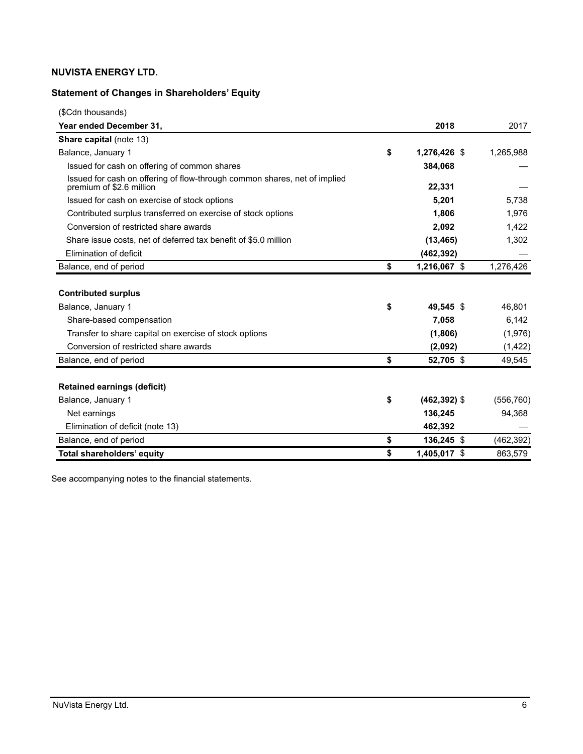**NUVISTA ENERGY LTD.**

**Statement of Changes in Shareholders' Equity**

| ($Cdn thousands) | | |
|---|---|---|
| **Year ended December 31,** | **2018** | 2017 |
| **Share capital** (note 13) | | |
| Balance, January 1 | **$ 1,276,426** | $ 1,265,988 |
| Issued for cash on offering of common shares | **384,068** | — |
| Issued for cash on offering of flow-through common shares, net of implied premium of $2.6 million | **22,331** | — |
| Issued for cash on exercise of stock options | **5,201** | 5,738 |
| Contributed surplus transferred on exercise of stock options | **1,806** | 1,976 |
| Conversion of restricted share awards | **2,092** | 1,422 |
| Share issue costs, net of deferred tax benefit of $5.0 million | **(13,465)** | 1,302 |
| Elimination of deficit | **(462,392)** | — |
| Balance, end of period | **$ 1,216,067** | $ 1,276,426 |
| | | |
| **Contributed surplus** | | |
| Balance, January 1 | **$ 49,545** | $ 46,801 |
| Share-based compensation | **7,058** | 6,142 |
| Transfer to share capital on exercise of stock options | **(1,806)** | (1,976) |
| Conversion of restricted share awards | **(2,092)** | (1,422) |
| Balance, end of period | **$ 52,705** | $ 49,545 |
| | | |
| **Retained earnings (deficit)** | | |
| Balance, January 1 | **$ (462,392)** | $ (556,760) |
| Net earnings | **136,245** | 94,368 |
| Elimination of deficit (note 13) | **462,392** | — |
| Balance, end of period | **$ 136,245** | $ (462,392) |
| **Total shareholders' equity** | **$ 1,405,017** | $ 863,579 |

See accompanying notes to the financial statements.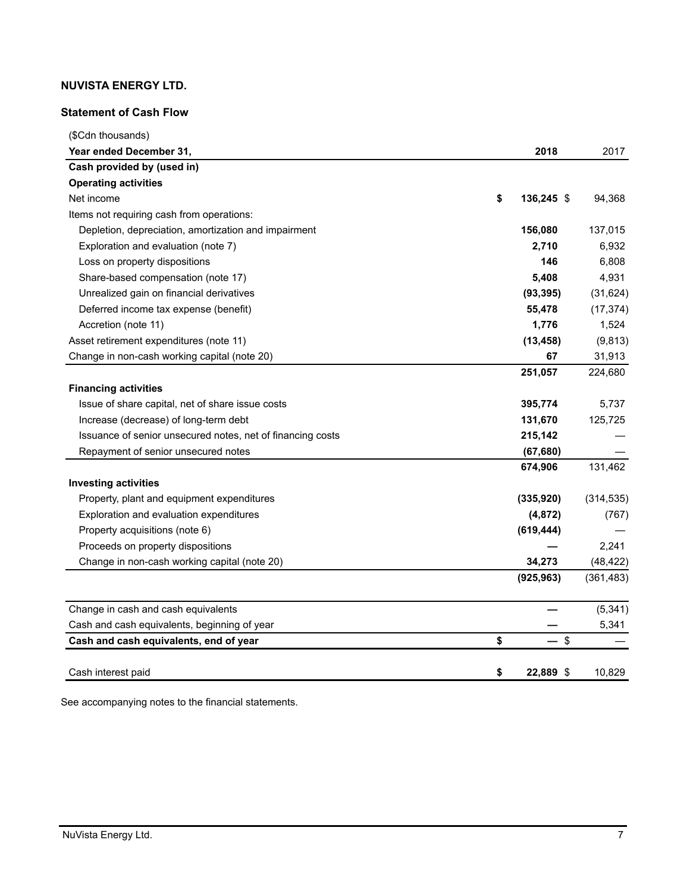**NUVISTA ENERGY LTD.**

**Statement of Cash Flow**

| ($Cdn thousands) | | |
|---|---|---|
| **Year ended December 31,** | **2018** | 2017 |
| **Cash provided by (used in)** | | |
| **Operating activities** | | |
| Net income | **$ 136,245** | $ 94,368 |
| Items not requiring cash from operations: | | |
| Depletion, depreciation, amortization and impairment | **156,080** | 137,015 |
| Exploration and evaluation (note 7) | **2,710** | 6,932 |
| Loss on property dispositions | **146** | 6,808 |
| Share-based compensation (note 17) | **5,408** | 4,931 |
| Unrealized gain on financial derivatives | **(93,395)** | (31,624) |
| Deferred income tax expense (benefit) | **55,478** | (17,374) |
| Accretion (note 11) | **1,776** | 1,524 |
| Asset retirement expenditures (note 11) | **(13,458)** | (9,813) |
| Change in non-cash working capital (note 20) | **67** | 31,913 |
| | **251,057** | 224,680 |
| **Financing activities** | | |
| Issue of share capital, net of share issue costs | **395,774** | 5,737 |
| Increase (decrease) of long-term debt | **131,670** | 125,725 |
| Issuance of senior unsecured notes, net of financing costs | **215,142** | — |
| Repayment of senior unsecured notes | **(67,680)** | — |
| | **674,906** | 131,462 |
| **Investing activities** | | |
| Property, plant and equipment expenditures | **(335,920)** | (314,535) |
| Exploration and evaluation expenditures | **(4,872)** | (767) |
| Property acquisitions (note 6) | **(619,444)** | — |
| Proceeds on property dispositions | **—** | 2,241 |
| Change in non-cash working capital (note 20) | **34,273** | (48,422) |
| | **(925,963)** | (361,483) |
| | | |
| Change in cash and cash equivalents | **—** | (5,341) |
| Cash and cash equivalents, beginning of year | **—** | 5,341 |
| **Cash and cash equivalents, end of year** | **$ —** | $ — |
| | | |
| Cash interest paid | **$ 22,889** | $ 10,829 |

See accompanying notes to the financial statements.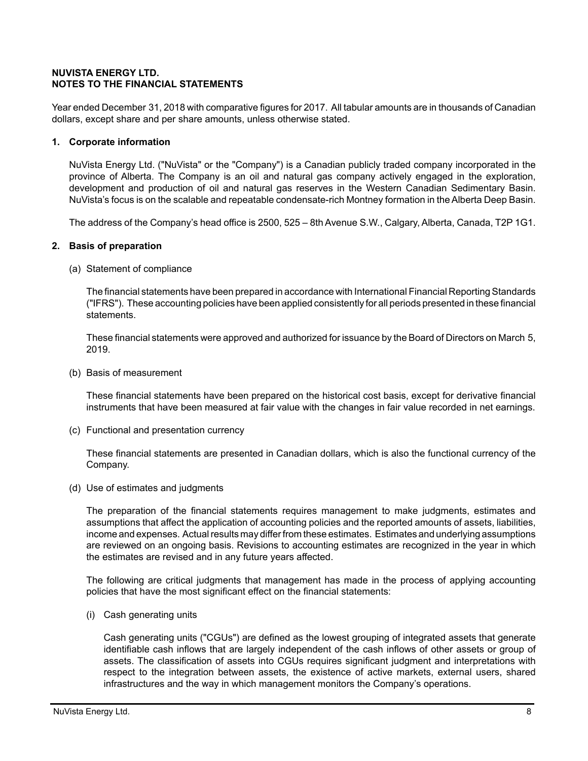**NUVISTA ENERGY LTD.**
**NOTES TO THE FINANCIAL STATEMENTS**

Year ended December 31, 2018 with comparative figures for 2017. All tabular amounts are in thousands of Canadian dollars, except share and per share amounts, unless otherwise stated.

## 1. Corporate information

NuVista Energy Ltd. ("NuVista" or the "Company") is a Canadian publicly traded company incorporated in the province of Alberta. The Company is an oil and natural gas company actively engaged in the exploration, development and production of oil and natural gas reserves in the Western Canadian Sedimentary Basin. NuVista's focus is on the scalable and repeatable condensate-rich Montney formation in the Alberta Deep Basin.

The address of the Company's head office is 2500, 525 – 8th Avenue S.W., Calgary, Alberta, Canada, T2P 1G1.

## 2. Basis of preparation

(a) Statement of compliance

The financial statements have been prepared in accordance with International Financial Reporting Standards ("IFRS"). These accounting policies have been applied consistently for all periods presented in these financial statements.

These financial statements were approved and authorized for issuance by the Board of Directors on March 5, 2019.

(b) Basis of measurement

These financial statements have been prepared on the historical cost basis, except for derivative financial instruments that have been measured at fair value with the changes in fair value recorded in net earnings.

(c) Functional and presentation currency

These financial statements are presented in Canadian dollars, which is also the functional currency of the Company.

(d) Use of estimates and judgments

The preparation of the financial statements requires management to make judgments, estimates and assumptions that affect the application of accounting policies and the reported amounts of assets, liabilities, income and expenses. Actual results may differ from these estimates. Estimates and underlying assumptions are reviewed on an ongoing basis. Revisions to accounting estimates are recognized in the year in which the estimates are revised and in any future years affected.

The following are critical judgments that management has made in the process of applying accounting policies that have the most significant effect on the financial statements:

(i) Cash generating units

Cash generating units ("CGUs") are defined as the lowest grouping of integrated assets that generate identifiable cash inflows that are largely independent of the cash inflows of other assets or group of assets. The classification of assets into CGUs requires significant judgment and interpretations with respect to the integration between assets, the existence of active markets, external users, shared infrastructures and the way in which management monitors the Company's operations.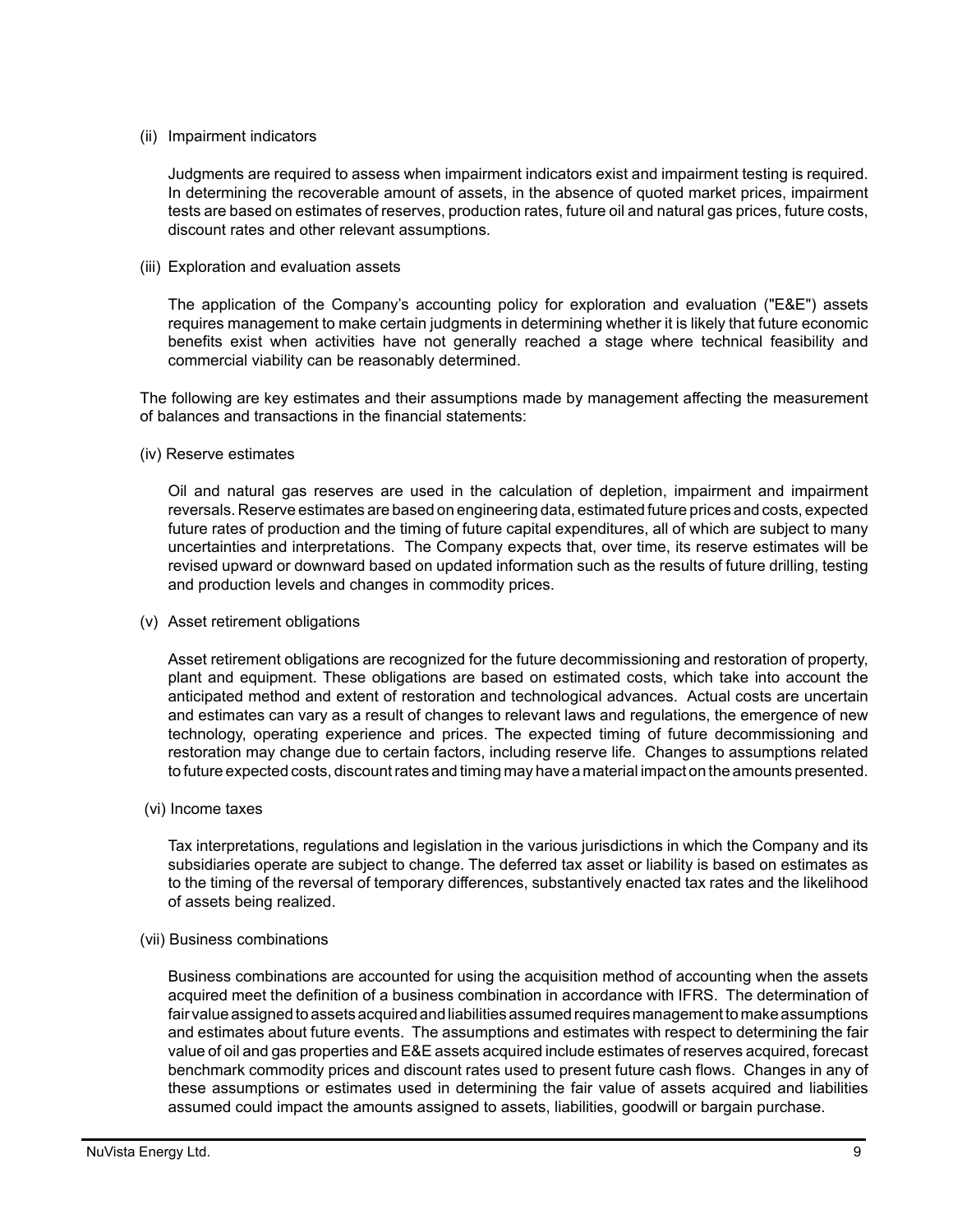(ii) Impairment indicators

Judgments are required to assess when impairment indicators exist and impairment testing is required. In determining the recoverable amount of assets, in the absence of quoted market prices, impairment tests are based on estimates of reserves, production rates, future oil and natural gas prices, future costs, discount rates and other relevant assumptions.

(iii) Exploration and evaluation assets

The application of the Company's accounting policy for exploration and evaluation ("E&E") assets requires management to make certain judgments in determining whether it is likely that future economic benefits exist when activities have not generally reached a stage where technical feasibility and commercial viability can be reasonably determined.

The following are key estimates and their assumptions made by management affecting the measurement of balances and transactions in the financial statements:

(iv) Reserve estimates

Oil and natural gas reserves are used in the calculation of depletion, impairment and impairment reversals. Reserve estimates are based on engineering data, estimated future prices and costs, expected future rates of production and the timing of future capital expenditures, all of which are subject to many uncertainties and interpretations. The Company expects that, over time, its reserve estimates will be revised upward or downward based on updated information such as the results of future drilling, testing and production levels and changes in commodity prices.

(v) Asset retirement obligations

Asset retirement obligations are recognized for the future decommissioning and restoration of property, plant and equipment. These obligations are based on estimated costs, which take into account the anticipated method and extent of restoration and technological advances. Actual costs are uncertain and estimates can vary as a result of changes to relevant laws and regulations, the emergence of new technology, operating experience and prices. The expected timing of future decommissioning and restoration may change due to certain factors, including reserve life. Changes to assumptions related to future expected costs, discount rates and timing may have a material impact on the amounts presented.

(vi) Income taxes

Tax interpretations, regulations and legislation in the various jurisdictions in which the Company and its subsidiaries operate are subject to change. The deferred tax asset or liability is based on estimates as to the timing of the reversal of temporary differences, substantively enacted tax rates and the likelihood of assets being realized.

(vii) Business combinations

Business combinations are accounted for using the acquisition method of accounting when the assets acquired meet the definition of a business combination in accordance with IFRS. The determination of fair value assigned to assets acquired and liabilities assumed requires management to make assumptions and estimates about future events. The assumptions and estimates with respect to determining the fair value of oil and gas properties and E&E assets acquired include estimates of reserves acquired, forecast benchmark commodity prices and discount rates used to present future cash flows. Changes in any of these assumptions or estimates used in determining the fair value of assets acquired and liabilities assumed could impact the amounts assigned to assets, liabilities, goodwill or bargain purchase.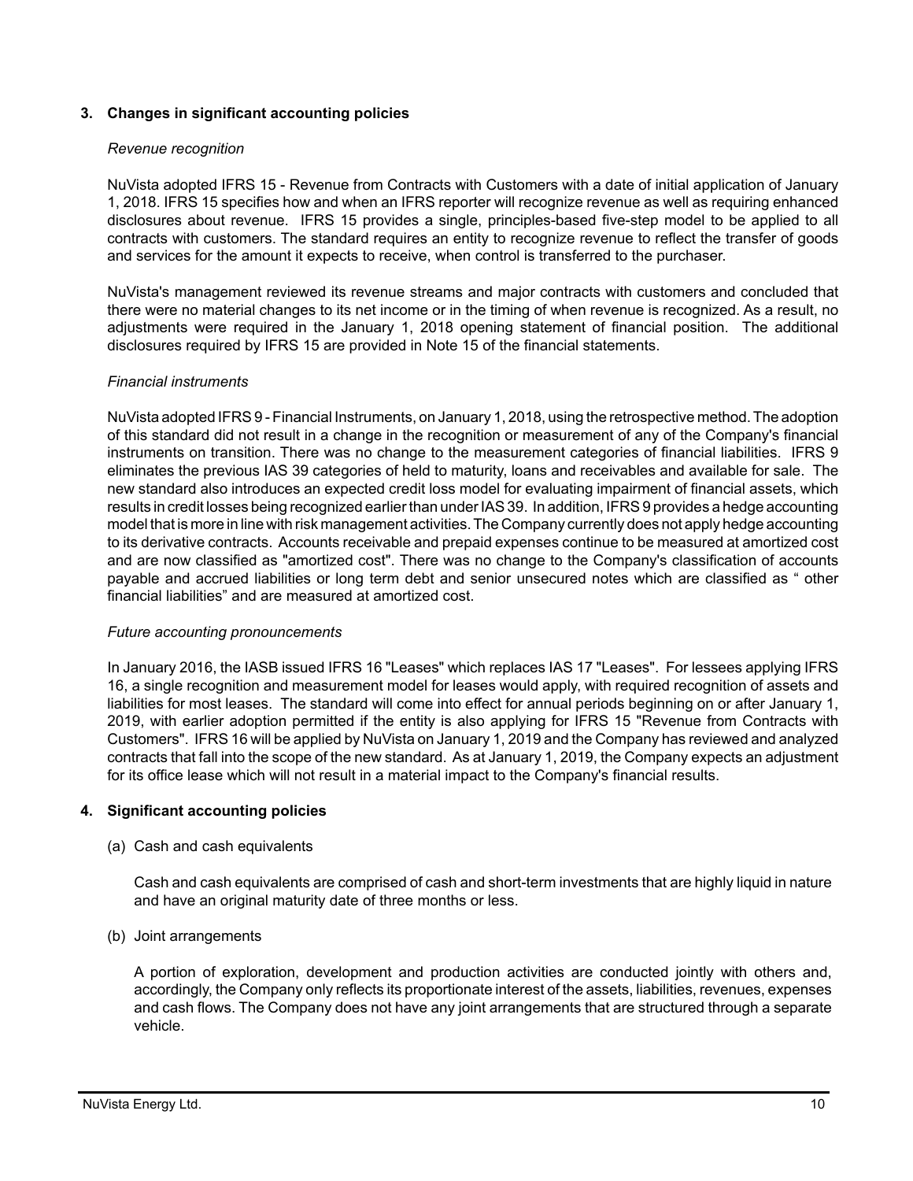## 3. Changes in significant accounting policies

*Revenue recognition*

NuVista adopted IFRS 15 - Revenue from Contracts with Customers with a date of initial application of January 1, 2018. IFRS 15 specifies how and when an IFRS reporter will recognize revenue as well as requiring enhanced disclosures about revenue. IFRS 15 provides a single, principles-based five-step model to be applied to all contracts with customers. The standard requires an entity to recognize revenue to reflect the transfer of goods and services for the amount it expects to receive, when control is transferred to the purchaser.

NuVista's management reviewed its revenue streams and major contracts with customers and concluded that there were no material changes to its net income or in the timing of when revenue is recognized. As a result, no adjustments were required in the January 1, 2018 opening statement of financial position. The additional disclosures required by IFRS 15 are provided in Note 15 of the financial statements.

*Financial instruments*

NuVista adopted IFRS 9 - Financial Instruments, on January 1, 2018, using the retrospective method. The adoption of this standard did not result in a change in the recognition or measurement of any of the Company's financial instruments on transition. There was no change to the measurement categories of financial liabilities. IFRS 9 eliminates the previous IAS 39 categories of held to maturity, loans and receivables and available for sale. The new standard also introduces an expected credit loss model for evaluating impairment of financial assets, which results in credit losses being recognized earlier than under IAS 39. In addition, IFRS 9 provides a hedge accounting model that is more in line with risk management activities. The Company currently does not apply hedge accounting to its derivative contracts. Accounts receivable and prepaid expenses continue to be measured at amortized cost and are now classified as "amortized cost". There was no change to the Company's classification of accounts payable and accrued liabilities or long term debt and senior unsecured notes which are classified as " other financial liabilities" and are measured at amortized cost.

*Future accounting pronouncements*

In January 2016, the IASB issued IFRS 16 "Leases" which replaces IAS 17 "Leases". For lessees applying IFRS 16, a single recognition and measurement model for leases would apply, with required recognition of assets and liabilities for most leases. The standard will come into effect for annual periods beginning on or after January 1, 2019, with earlier adoption permitted if the entity is also applying for IFRS 15 "Revenue from Contracts with Customers". IFRS 16 will be applied by NuVista on January 1, 2019 and the Company has reviewed and analyzed contracts that fall into the scope of the new standard. As at January 1, 2019, the Company expects an adjustment for its office lease which will not result in a material impact to the Company's financial results.

## 4. Significant accounting policies

(a) Cash and cash equivalents

Cash and cash equivalents are comprised of cash and short-term investments that are highly liquid in nature and have an original maturity date of three months or less.

(b) Joint arrangements

A portion of exploration, development and production activities are conducted jointly with others and, accordingly, the Company only reflects its proportionate interest of the assets, liabilities, revenues, expenses and cash flows. The Company does not have any joint arrangements that are structured through a separate vehicle.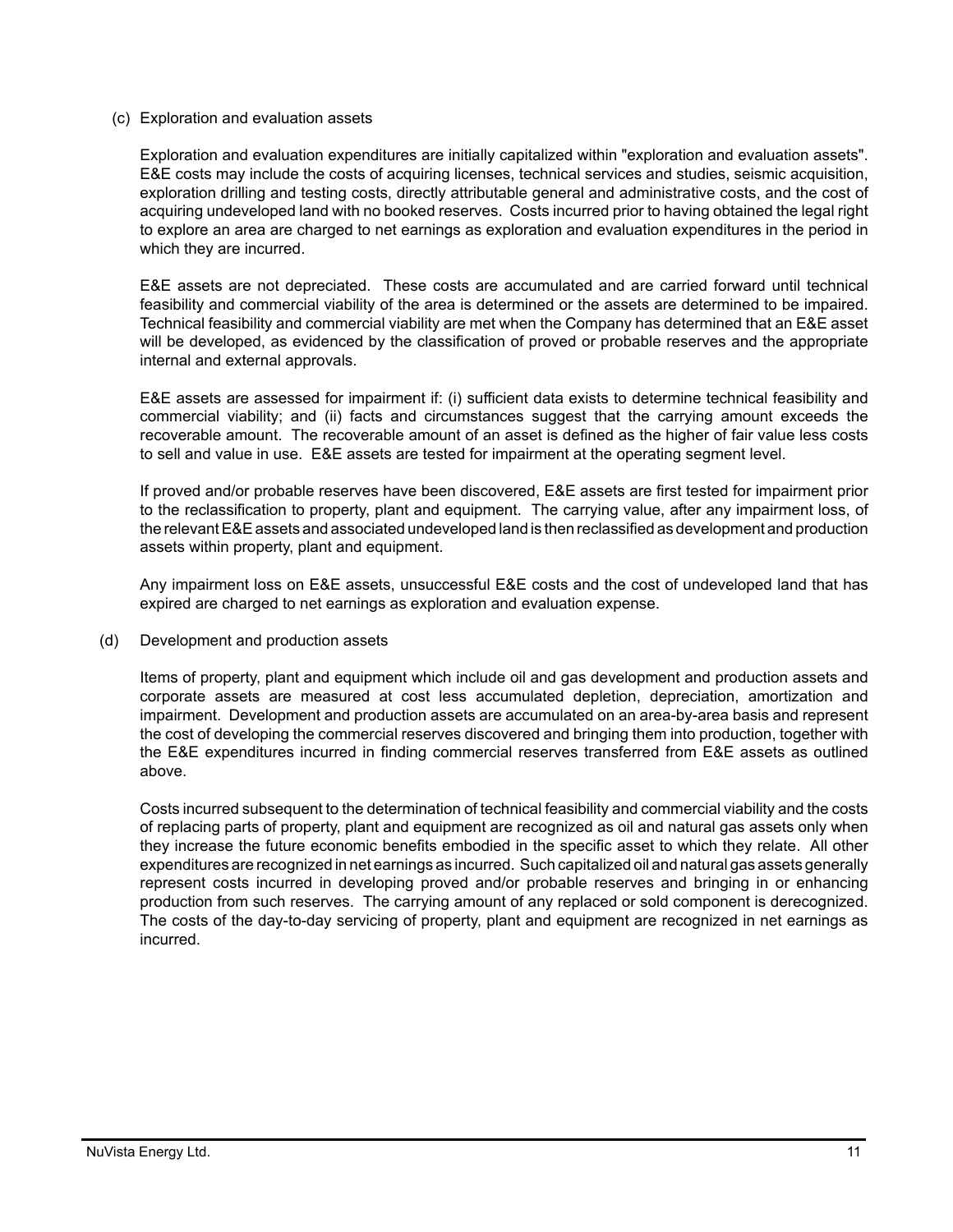### (c) Exploration and evaluation assets

Exploration and evaluation expenditures are initially capitalized within "exploration and evaluation assets". E&E costs may include the costs of acquiring licenses, technical services and studies, seismic acquisition, exploration drilling and testing costs, directly attributable general and administrative costs, and the cost of acquiring undeveloped land with no booked reserves. Costs incurred prior to having obtained the legal right to explore an area are charged to net earnings as exploration and evaluation expenditures in the period in which they are incurred.

E&E assets are not depreciated. These costs are accumulated and are carried forward until technical feasibility and commercial viability of the area is determined or the assets are determined to be impaired. Technical feasibility and commercial viability are met when the Company has determined that an E&E asset will be developed, as evidenced by the classification of proved or probable reserves and the appropriate internal and external approvals.

E&E assets are assessed for impairment if: (i) sufficient data exists to determine technical feasibility and commercial viability; and (ii) facts and circumstances suggest that the carrying amount exceeds the recoverable amount. The recoverable amount of an asset is defined as the higher of fair value less costs to sell and value in use. E&E assets are tested for impairment at the operating segment level.

If proved and/or probable reserves have been discovered, E&E assets are first tested for impairment prior to the reclassification to property, plant and equipment. The carrying value, after any impairment loss, of the relevant E&E assets and associated undeveloped land is then reclassified as development and production assets within property, plant and equipment.

Any impairment loss on E&E assets, unsuccessful E&E costs and the cost of undeveloped land that has expired are charged to net earnings as exploration and evaluation expense.

### (d) Development and production assets

Items of property, plant and equipment which include oil and gas development and production assets and corporate assets are measured at cost less accumulated depletion, depreciation, amortization and impairment. Development and production assets are accumulated on an area-by-area basis and represent the cost of developing the commercial reserves discovered and bringing them into production, together with the E&E expenditures incurred in finding commercial reserves transferred from E&E assets as outlined above.

Costs incurred subsequent to the determination of technical feasibility and commercial viability and the costs of replacing parts of property, plant and equipment are recognized as oil and natural gas assets only when they increase the future economic benefits embodied in the specific asset to which they relate. All other expenditures are recognized in net earnings as incurred. Such capitalized oil and natural gas assets generally represent costs incurred in developing proved and/or probable reserves and bringing in or enhancing production from such reserves. The carrying amount of any replaced or sold component is derecognized. The costs of the day-to-day servicing of property, plant and equipment are recognized in net earnings as incurred.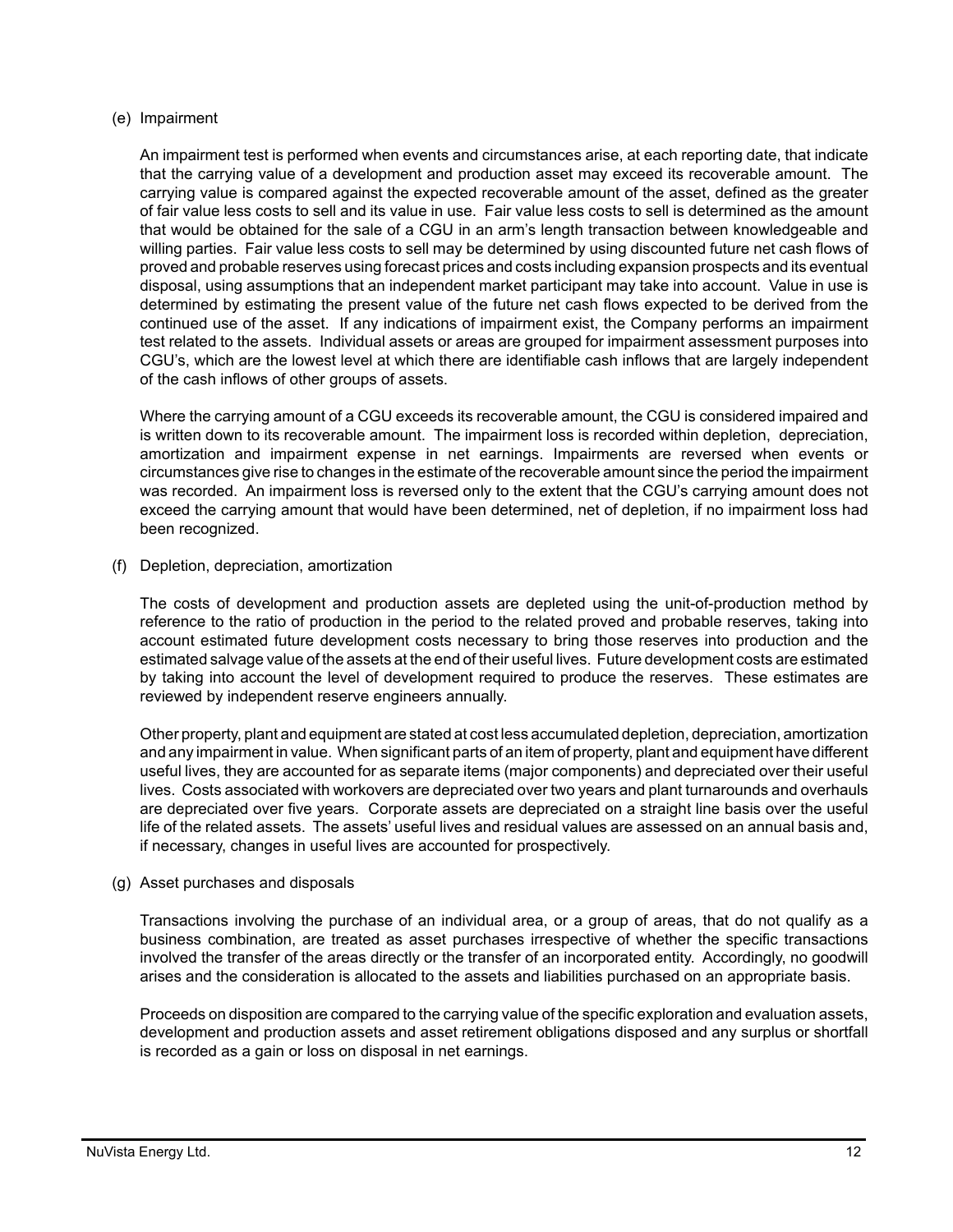(e) Impairment

An impairment test is performed when events and circumstances arise, at each reporting date, that indicate that the carrying value of a development and production asset may exceed its recoverable amount. The carrying value is compared against the expected recoverable amount of the asset, defined as the greater of fair value less costs to sell and its value in use. Fair value less costs to sell is determined as the amount that would be obtained for the sale of a CGU in an arm's length transaction between knowledgeable and willing parties. Fair value less costs to sell may be determined by using discounted future net cash flows of proved and probable reserves using forecast prices and costs including expansion prospects and its eventual disposal, using assumptions that an independent market participant may take into account. Value in use is determined by estimating the present value of the future net cash flows expected to be derived from the continued use of the asset. If any indications of impairment exist, the Company performs an impairment test related to the assets. Individual assets or areas are grouped for impairment assessment purposes into CGU's, which are the lowest level at which there are identifiable cash inflows that are largely independent of the cash inflows of other groups of assets.

Where the carrying amount of a CGU exceeds its recoverable amount, the CGU is considered impaired and is written down to its recoverable amount. The impairment loss is recorded within depletion, depreciation, amortization and impairment expense in net earnings. Impairments are reversed when events or circumstances give rise to changes in the estimate of the recoverable amount since the period the impairment was recorded. An impairment loss is reversed only to the extent that the CGU's carrying amount does not exceed the carrying amount that would have been determined, net of depletion, if no impairment loss had been recognized.

(f) Depletion, depreciation, amortization

The costs of development and production assets are depleted using the unit-of-production method by reference to the ratio of production in the period to the related proved and probable reserves, taking into account estimated future development costs necessary to bring those reserves into production and the estimated salvage value of the assets at the end of their useful lives. Future development costs are estimated by taking into account the level of development required to produce the reserves. These estimates are reviewed by independent reserve engineers annually.

Other property, plant and equipment are stated at cost less accumulated depletion, depreciation, amortization and any impairment in value. When significant parts of an item of property, plant and equipment have different useful lives, they are accounted for as separate items (major components) and depreciated over their useful lives. Costs associated with workovers are depreciated over two years and plant turnarounds and overhauls are depreciated over five years. Corporate assets are depreciated on a straight line basis over the useful life of the related assets. The assets' useful lives and residual values are assessed on an annual basis and, if necessary, changes in useful lives are accounted for prospectively.

(g) Asset purchases and disposals

Transactions involving the purchase of an individual area, or a group of areas, that do not qualify as a business combination, are treated as asset purchases irrespective of whether the specific transactions involved the transfer of the areas directly or the transfer of an incorporated entity. Accordingly, no goodwill arises and the consideration is allocated to the assets and liabilities purchased on an appropriate basis.

Proceeds on disposition are compared to the carrying value of the specific exploration and evaluation assets, development and production assets and asset retirement obligations disposed and any surplus or shortfall is recorded as a gain or loss on disposal in net earnings.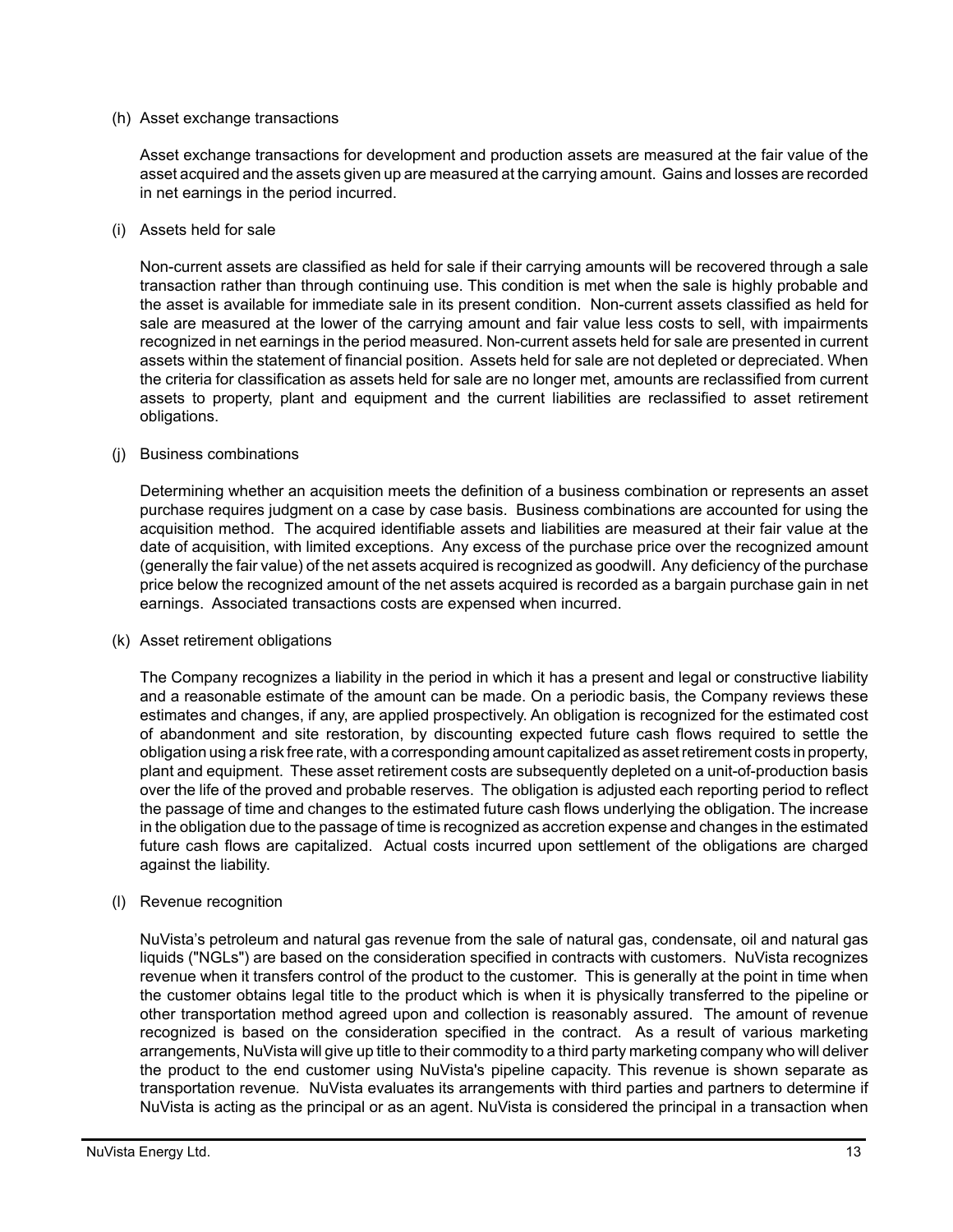(h) Asset exchange transactions

Asset exchange transactions for development and production assets are measured at the fair value of the asset acquired and the assets given up are measured at the carrying amount. Gains and losses are recorded in net earnings in the period incurred.

(i) Assets held for sale

Non-current assets are classified as held for sale if their carrying amounts will be recovered through a sale transaction rather than through continuing use. This condition is met when the sale is highly probable and the asset is available for immediate sale in its present condition. Non-current assets classified as held for sale are measured at the lower of the carrying amount and fair value less costs to sell, with impairments recognized in net earnings in the period measured. Non-current assets held for sale are presented in current assets within the statement of financial position. Assets held for sale are not depleted or depreciated. When the criteria for classification as assets held for sale are no longer met, amounts are reclassified from current assets to property, plant and equipment and the current liabilities are reclassified to asset retirement obligations.

(j) Business combinations

Determining whether an acquisition meets the definition of a business combination or represents an asset purchase requires judgment on a case by case basis. Business combinations are accounted for using the acquisition method. The acquired identifiable assets and liabilities are measured at their fair value at the date of acquisition, with limited exceptions. Any excess of the purchase price over the recognized amount (generally the fair value) of the net assets acquired is recognized as goodwill. Any deficiency of the purchase price below the recognized amount of the net assets acquired is recorded as a bargain purchase gain in net earnings. Associated transactions costs are expensed when incurred.

(k) Asset retirement obligations

The Company recognizes a liability in the period in which it has a present and legal or constructive liability and a reasonable estimate of the amount can be made. On a periodic basis, the Company reviews these estimates and changes, if any, are applied prospectively. An obligation is recognized for the estimated cost of abandonment and site restoration, by discounting expected future cash flows required to settle the obligation using a risk free rate, with a corresponding amount capitalized as asset retirement costs in property, plant and equipment. These asset retirement costs are subsequently depleted on a unit-of-production basis over the life of the proved and probable reserves. The obligation is adjusted each reporting period to reflect the passage of time and changes to the estimated future cash flows underlying the obligation. The increase in the obligation due to the passage of time is recognized as accretion expense and changes in the estimated future cash flows are capitalized. Actual costs incurred upon settlement of the obligations are charged against the liability.

(l) Revenue recognition

NuVista's petroleum and natural gas revenue from the sale of natural gas, condensate, oil and natural gas liquids ("NGLs") are based on the consideration specified in contracts with customers. NuVista recognizes revenue when it transfers control of the product to the customer. This is generally at the point in time when the customer obtains legal title to the product which is when it is physically transferred to the pipeline or other transportation method agreed upon and collection is reasonably assured. The amount of revenue recognized is based on the consideration specified in the contract. As a result of various marketing arrangements, NuVista will give up title to their commodity to a third party marketing company who will deliver the product to the end customer using NuVista's pipeline capacity. This revenue is shown separate as transportation revenue. NuVista evaluates its arrangements with third parties and partners to determine if NuVista is acting as the principal or as an agent. NuVista is considered the principal in a transaction when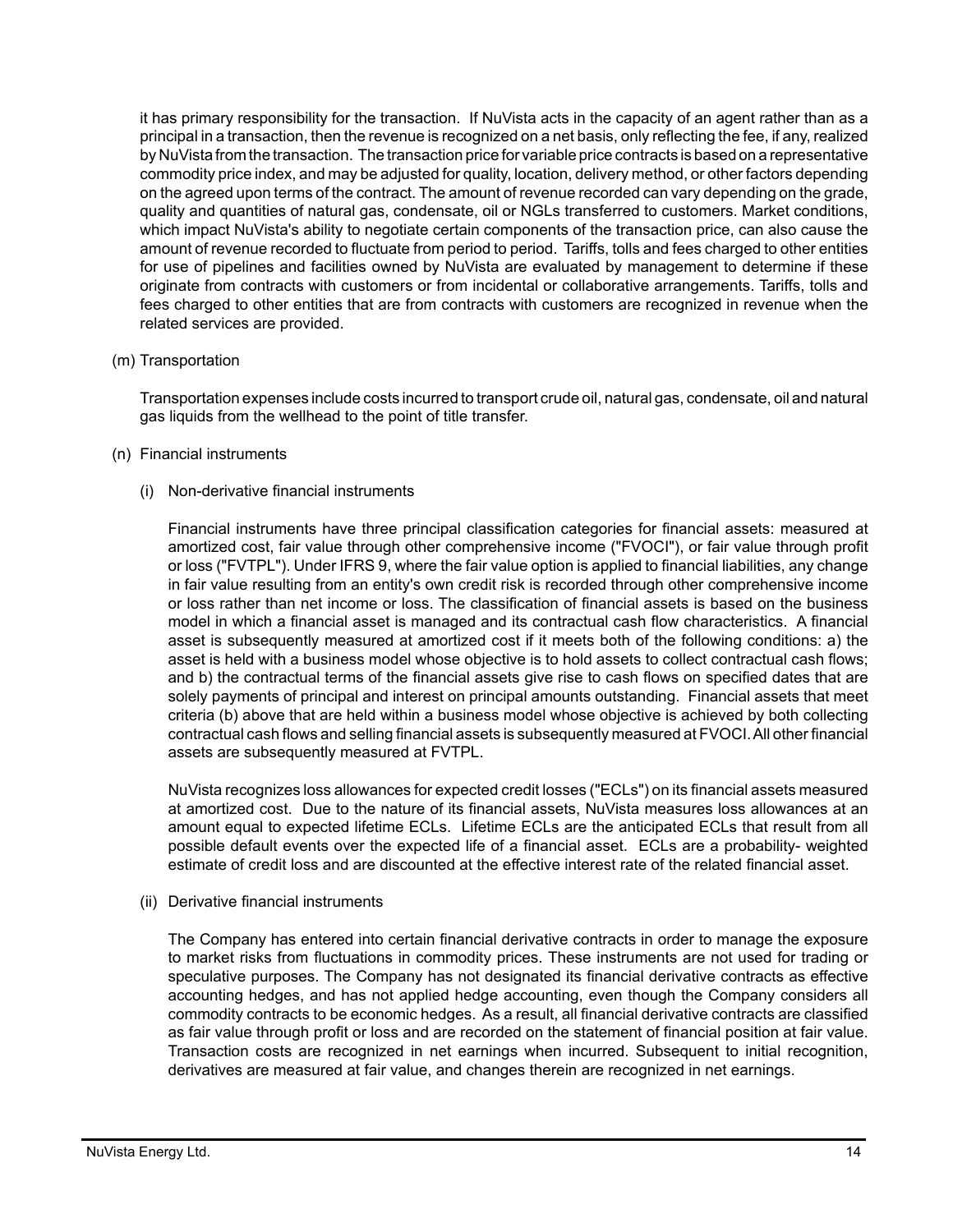it has primary responsibility for the transaction. If NuVista acts in the capacity of an agent rather than as a principal in a transaction, then the revenue is recognized on a net basis, only reflecting the fee, if any, realized by NuVista from the transaction. The transaction price for variable price contracts is based on a representative commodity price index, and may be adjusted for quality, location, delivery method, or other factors depending on the agreed upon terms of the contract. The amount of revenue recorded can vary depending on the grade, quality and quantities of natural gas, condensate, oil or NGLs transferred to customers. Market conditions, which impact NuVista's ability to negotiate certain components of the transaction price, can also cause the amount of revenue recorded to fluctuate from period to period. Tariffs, tolls and fees charged to other entities for use of pipelines and facilities owned by NuVista are evaluated by management to determine if these originate from contracts with customers or from incidental or collaborative arrangements. Tariffs, tolls and fees charged to other entities that are from contracts with customers are recognized in revenue when the related services are provided.

(m) Transportation

Transportation expenses include costs incurred to transport crude oil, natural gas, condensate, oil and natural gas liquids from the wellhead to the point of title transfer.

(n) Financial instruments

(i) Non-derivative financial instruments

Financial instruments have three principal classification categories for financial assets: measured at amortized cost, fair value through other comprehensive income ("FVOCI"), or fair value through profit or loss ("FVTPL"). Under IFRS 9, where the fair value option is applied to financial liabilities, any change in fair value resulting from an entity's own credit risk is recorded through other comprehensive income or loss rather than net income or loss. The classification of financial assets is based on the business model in which a financial asset is managed and its contractual cash flow characteristics. A financial asset is subsequently measured at amortized cost if it meets both of the following conditions: a) the asset is held with a business model whose objective is to hold assets to collect contractual cash flows; and b) the contractual terms of the financial assets give rise to cash flows on specified dates that are solely payments of principal and interest on principal amounts outstanding. Financial assets that meet criteria (b) above that are held within a business model whose objective is achieved by both collecting contractual cash flows and selling financial assets is subsequently measured at FVOCI. All other financial assets are subsequently measured at FVTPL.

NuVista recognizes loss allowances for expected credit losses ("ECLs") on its financial assets measured at amortized cost. Due to the nature of its financial assets, NuVista measures loss allowances at an amount equal to expected lifetime ECLs. Lifetime ECLs are the anticipated ECLs that result from all possible default events over the expected life of a financial asset. ECLs are a probability- weighted estimate of credit loss and are discounted at the effective interest rate of the related financial asset.

(ii) Derivative financial instruments

The Company has entered into certain financial derivative contracts in order to manage the exposure to market risks from fluctuations in commodity prices. These instruments are not used for trading or speculative purposes. The Company has not designated its financial derivative contracts as effective accounting hedges, and has not applied hedge accounting, even though the Company considers all commodity contracts to be economic hedges. As a result, all financial derivative contracts are classified as fair value through profit or loss and are recorded on the statement of financial position at fair value. Transaction costs are recognized in net earnings when incurred. Subsequent to initial recognition, derivatives are measured at fair value, and changes therein are recognized in net earnings.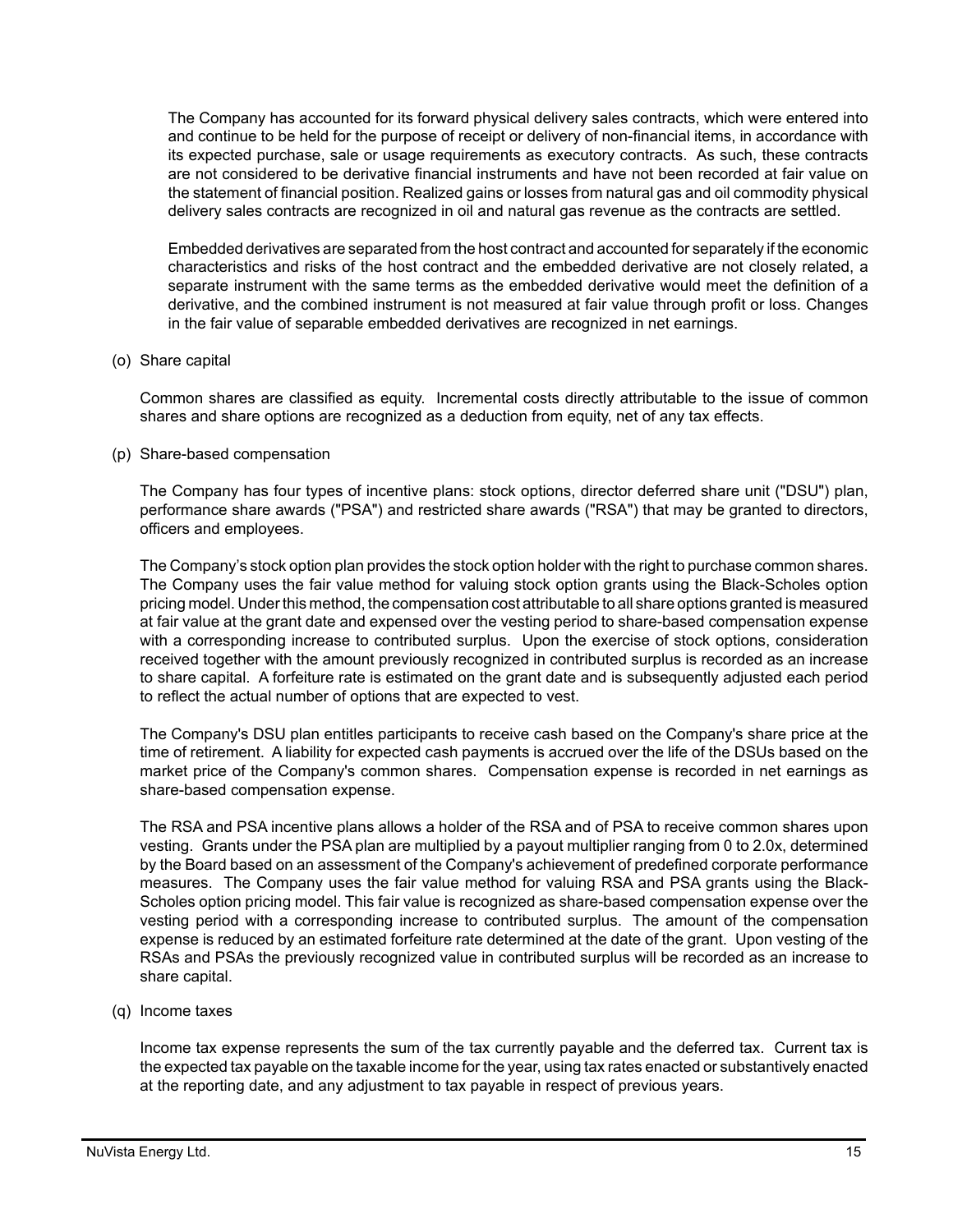The Company has accounted for its forward physical delivery sales contracts, which were entered into and continue to be held for the purpose of receipt or delivery of non-financial items, in accordance with its expected purchase, sale or usage requirements as executory contracts. As such, these contracts are not considered to be derivative financial instruments and have not been recorded at fair value on the statement of financial position. Realized gains or losses from natural gas and oil commodity physical delivery sales contracts are recognized in oil and natural gas revenue as the contracts are settled.

Embedded derivatives are separated from the host contract and accounted for separately if the economic characteristics and risks of the host contract and the embedded derivative are not closely related, a separate instrument with the same terms as the embedded derivative would meet the definition of a derivative, and the combined instrument is not measured at fair value through profit or loss. Changes in the fair value of separable embedded derivatives are recognized in net earnings.

(o) Share capital

Common shares are classified as equity. Incremental costs directly attributable to the issue of common shares and share options are recognized as a deduction from equity, net of any tax effects.

(p) Share-based compensation

The Company has four types of incentive plans: stock options, director deferred share unit ("DSU") plan, performance share awards ("PSA") and restricted share awards ("RSA") that may be granted to directors, officers and employees.

The Company's stock option plan provides the stock option holder with the right to purchase common shares. The Company uses the fair value method for valuing stock option grants using the Black-Scholes option pricing model. Under this method, the compensation cost attributable to all share options granted is measured at fair value at the grant date and expensed over the vesting period to share-based compensation expense with a corresponding increase to contributed surplus. Upon the exercise of stock options, consideration received together with the amount previously recognized in contributed surplus is recorded as an increase to share capital. A forfeiture rate is estimated on the grant date and is subsequently adjusted each period to reflect the actual number of options that are expected to vest.

The Company's DSU plan entitles participants to receive cash based on the Company's share price at the time of retirement. A liability for expected cash payments is accrued over the life of the DSUs based on the market price of the Company's common shares. Compensation expense is recorded in net earnings as share-based compensation expense.

The RSA and PSA incentive plans allows a holder of the RSA and of PSA to receive common shares upon vesting. Grants under the PSA plan are multiplied by a payout multiplier ranging from 0 to 2.0x, determined by the Board based on an assessment of the Company's achievement of predefined corporate performance measures. The Company uses the fair value method for valuing RSA and PSA grants using the Black-Scholes option pricing model. This fair value is recognized as share-based compensation expense over the vesting period with a corresponding increase to contributed surplus. The amount of the compensation expense is reduced by an estimated forfeiture rate determined at the date of the grant. Upon vesting of the RSAs and PSAs the previously recognized value in contributed surplus will be recorded as an increase to share capital.

(q) Income taxes

Income tax expense represents the sum of the tax currently payable and the deferred tax. Current tax is the expected tax payable on the taxable income for the year, using tax rates enacted or substantively enacted at the reporting date, and any adjustment to tax payable in respect of previous years.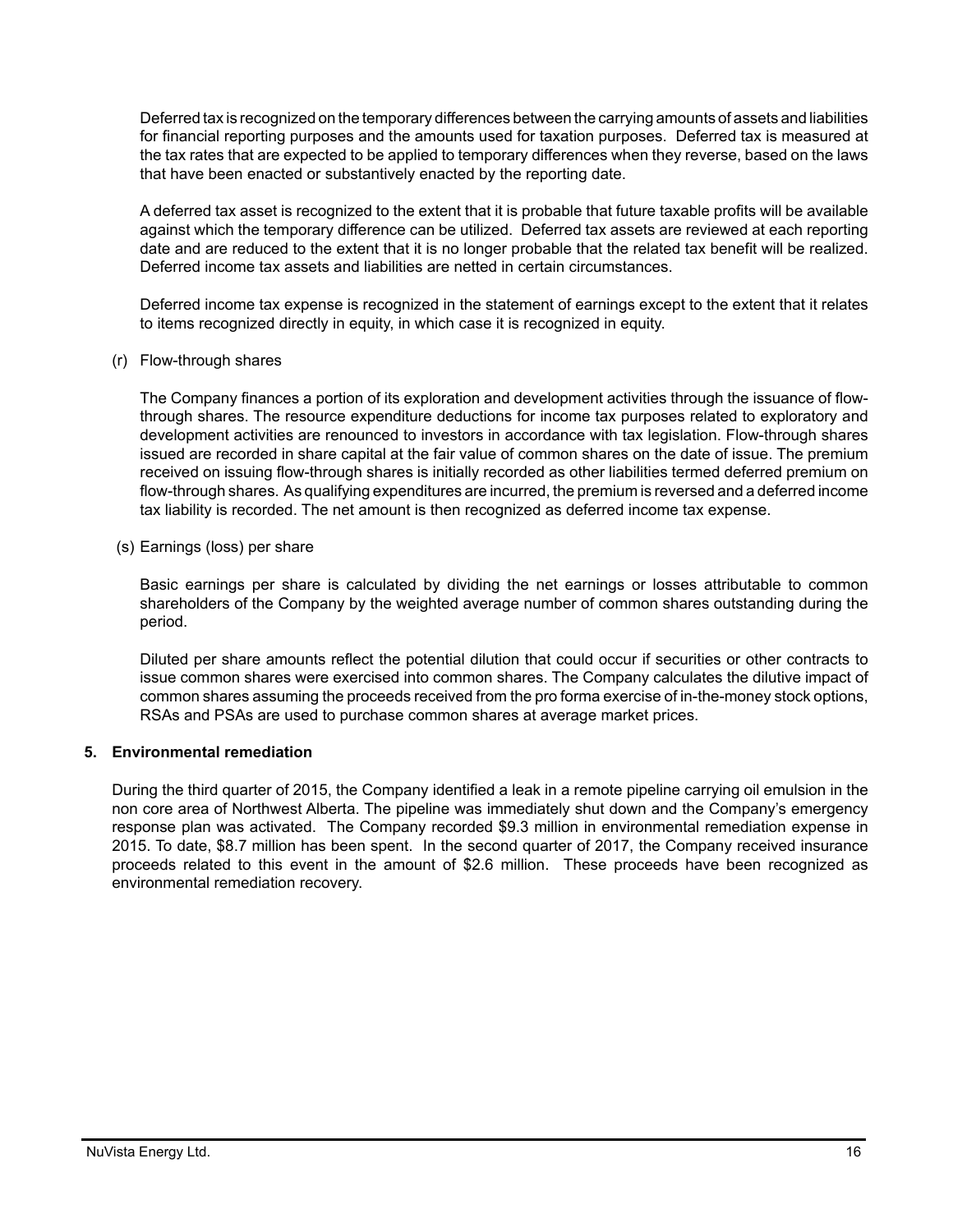Deferred tax is recognized on the temporary differences between the carrying amounts of assets and liabilities for financial reporting purposes and the amounts used for taxation purposes. Deferred tax is measured at the tax rates that are expected to be applied to temporary differences when they reverse, based on the laws that have been enacted or substantively enacted by the reporting date.

A deferred tax asset is recognized to the extent that it is probable that future taxable profits will be available against which the temporary difference can be utilized. Deferred tax assets are reviewed at each reporting date and are reduced to the extent that it is no longer probable that the related tax benefit will be realized. Deferred income tax assets and liabilities are netted in certain circumstances.

Deferred income tax expense is recognized in the statement of earnings except to the extent that it relates to items recognized directly in equity, in which case it is recognized in equity.

(r) Flow-through shares

The Company finances a portion of its exploration and development activities through the issuance of flow-through shares. The resource expenditure deductions for income tax purposes related to exploratory and development activities are renounced to investors in accordance with tax legislation. Flow-through shares issued are recorded in share capital at the fair value of common shares on the date of issue. The premium received on issuing flow-through shares is initially recorded as other liabilities termed deferred premium on flow-through shares. As qualifying expenditures are incurred, the premium is reversed and a deferred income tax liability is recorded. The net amount is then recognized as deferred income tax expense.

(s) Earnings (loss) per share

Basic earnings per share is calculated by dividing the net earnings or losses attributable to common shareholders of the Company by the weighted average number of common shares outstanding during the period.

Diluted per share amounts reflect the potential dilution that could occur if securities or other contracts to issue common shares were exercised into common shares. The Company calculates the dilutive impact of common shares assuming the proceeds received from the pro forma exercise of in-the-money stock options, RSAs and PSAs are used to purchase common shares at average market prices.

## 5. Environmental remediation

During the third quarter of 2015, the Company identified a leak in a remote pipeline carrying oil emulsion in the non core area of Northwest Alberta. The pipeline was immediately shut down and the Company's emergency response plan was activated. The Company recorded $9.3 million in environmental remediation expense in 2015. To date, $8.7 million has been spent. In the second quarter of 2017, the Company received insurance proceeds related to this event in the amount of $2.6 million. These proceeds have been recognized as environmental remediation recovery.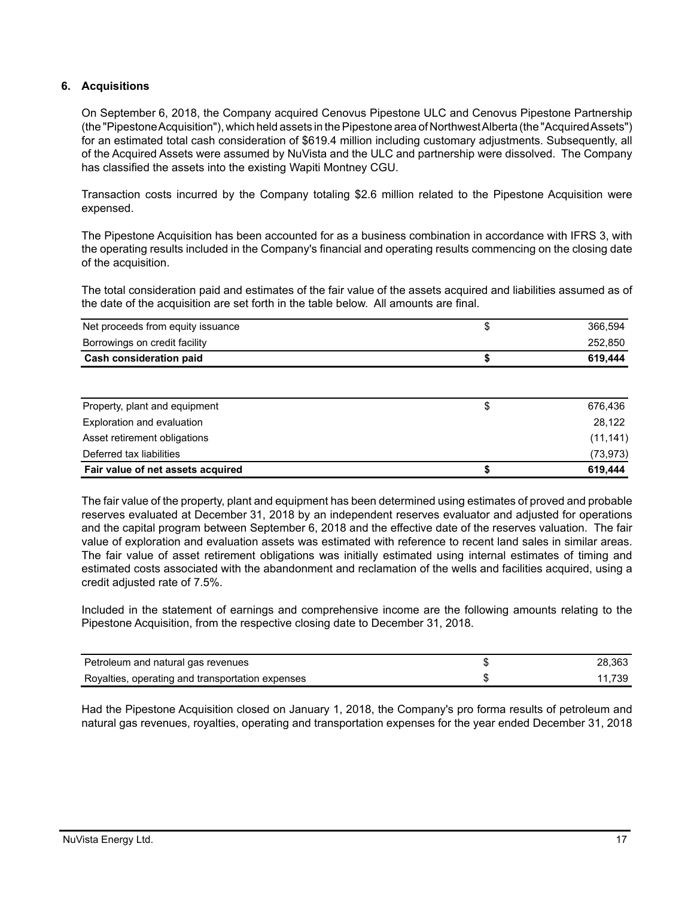## 6. Acquisitions

On September 6, 2018, the Company acquired Cenovus Pipestone ULC and Cenovus Pipestone Partnership (the "Pipestone Acquisition"), which held assets in the Pipestone area of Northwest Alberta (the "Acquired Assets") for an estimated total cash consideration of $619.4 million including customary adjustments. Subsequently, all of the Acquired Assets were assumed by NuVista and the ULC and partnership were dissolved. The Company has classified the assets into the existing Wapiti Montney CGU.

Transaction costs incurred by the Company totaling $2.6 million related to the Pipestone Acquisition were expensed.

The Pipestone Acquisition has been accounted for as a business combination in accordance with IFRS 3, with the operating results included in the Company's financial and operating results commencing on the closing date of the acquisition.

The total consideration paid and estimates of the fair value of the assets acquired and liabilities assumed as of the date of the acquisition are set forth in the table below. All amounts are final.

| | | |
|---|---|---|
| Net proceeds from equity issuance | $ | 366,594 |
| Borrowings on credit facility | | 252,850 |
| **Cash consideration paid** | **$** | **619,444** |

| | | |
|---|---|---|
| Property, plant and equipment | $ | 676,436 |
| Exploration and evaluation | | 28,122 |
| Asset retirement obligations | | (11,141) |
| Deferred tax liabilities | | (73,973) |
| **Fair value of net assets acquired** | **$** | **619,444** |

The fair value of the property, plant and equipment has been determined using estimates of proved and probable reserves evaluated at December 31, 2018 by an independent reserves evaluator and adjusted for operations and the capital program between September 6, 2018 and the effective date of the reserves valuation. The fair value of exploration and evaluation assets was estimated with reference to recent land sales in similar areas. The fair value of asset retirement obligations was initially estimated using internal estimates of timing and estimated costs associated with the abandonment and reclamation of the wells and facilities acquired, using a credit adjusted rate of 7.5%.

Included in the statement of earnings and comprehensive income are the following amounts relating to the Pipestone Acquisition, from the respective closing date to December 31, 2018.

| | | |
|---|---|---|
| Petroleum and natural gas revenues | $ | 28,363 |
| Royalties, operating and transportation expenses | $ | 11,739 |

Had the Pipestone Acquisition closed on January 1, 2018, the Company's pro forma results of petroleum and natural gas revenues, royalties, operating and transportation expenses for the year ended December 31, 2018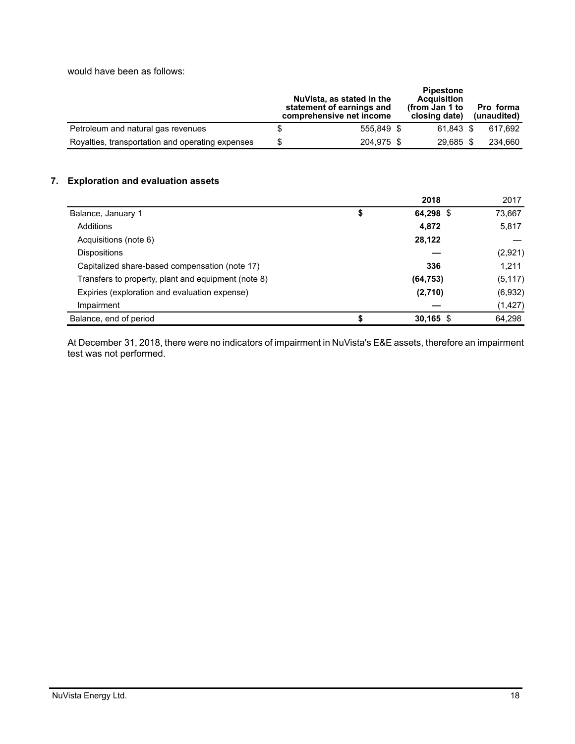would have been as follows:

| | NuVista, as stated in the statement of earnings and comprehensive net income | Pipestone Acquisition (from Jan 1 to closing date) | Pro forma (unaudited) |
|---|---|---|---|
| Petroleum and natural gas revenues | $ 555,849 | $ 61,843 | $ 617,692 |
| Royalties, transportation and operating expenses | $ 204,975 | $ 29,685 | $ 234,660 |

## 7. Exploration and evaluation assets

| | **2018** | 2017 |
|---|---|---|
| Balance, January 1 | **$ 64,298** | $ 73,667 |
| Additions | **4,872** | 5,817 |
| Acquisitions (note 6) | **28,122** | — |
| Dispositions | **—** | (2,921) |
| Capitalized share-based compensation (note 17) | **336** | 1,211 |
| Transfers to property, plant and equipment (note 8) | **(64,753)** | (5,117) |
| Expiries (exploration and evaluation expense) | **(2,710)** | (6,932) |
| Impairment | **—** | (1,427) |
| Balance, end of period | **$ 30,165** | $ 64,298 |

At December 31, 2018, there were no indicators of impairment in NuVista's E&E assets, therefore an impairment test was not performed.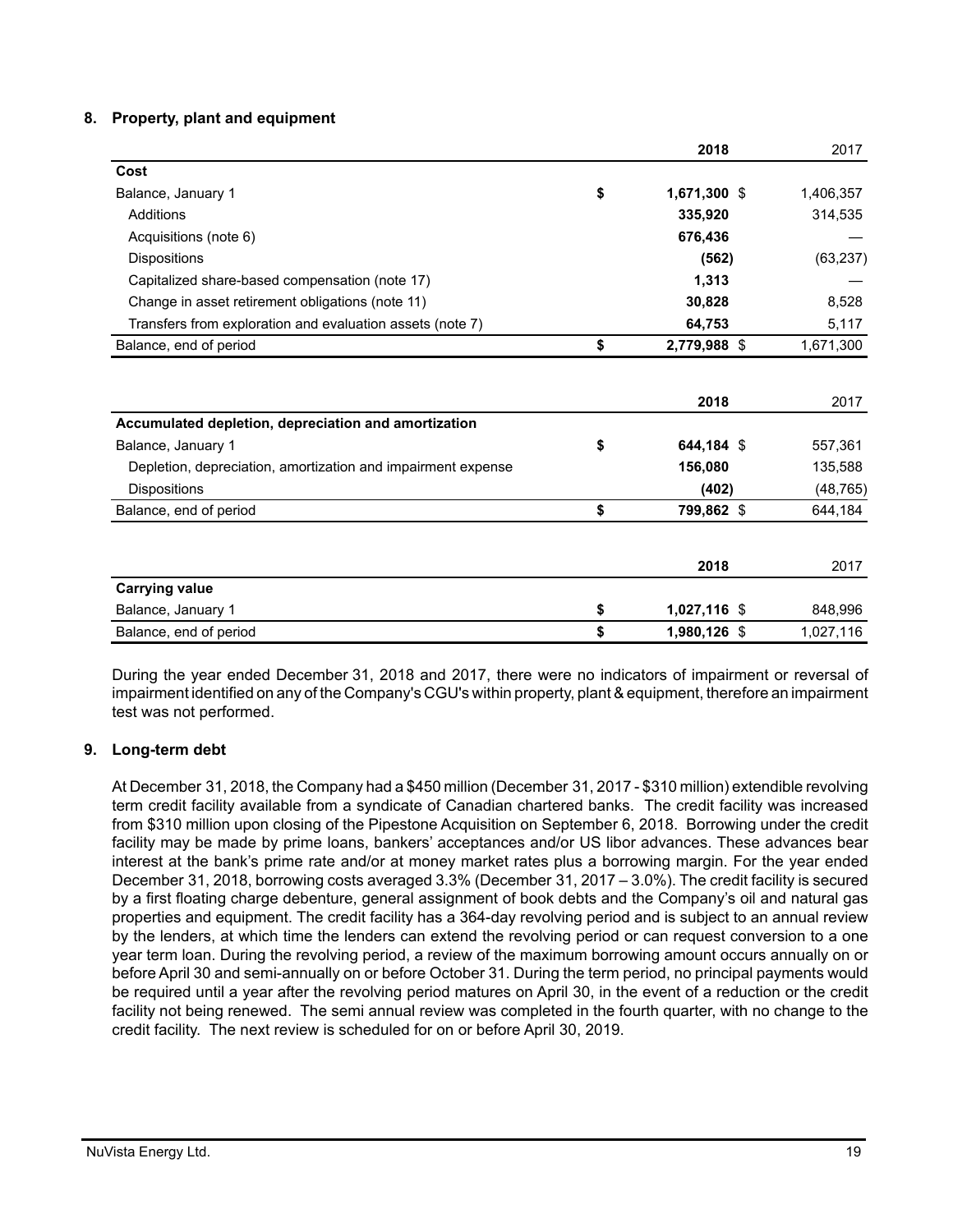## 8. Property, plant and equipment

| | | 2018 | 2017 |
|---|---|---|---|
| **Cost** | | | |
| Balance, January 1 | $ | 1,671,300 $ | 1,406,357 |
| Additions | | 335,920 | 314,535 |
| Acquisitions (note 6) | | 676,436 | — |
| Dispositions | | (562) | (63,237) |
| Capitalized share-based compensation (note 17) | | 1,313 | — |
| Change in asset retirement obligations (note 11) | | 30,828 | 8,528 |
| Transfers from exploration and evaluation assets (note 7) | | 64,753 | 5,117 |
| Balance, end of period | $ | 2,779,988 $ | 1,671,300 |

| | | 2018 | 2017 |
|---|---|---|---|
| **Accumulated depletion, depreciation and amortization** | | | |
| Balance, January 1 | $ | 644,184 $ | 557,361 |
| Depletion, depreciation, amortization and impairment expense | | 156,080 | 135,588 |
| Dispositions | | (402) | (48,765) |
| Balance, end of period | $ | 799,862 $ | 644,184 |

| | | 2018 | 2017 |
|---|---|---|---|
| **Carrying value** | | | |
| Balance, January 1 | $ | 1,027,116 $ | 848,996 |
| Balance, end of period | $ | 1,980,126 $ | 1,027,116 |

During the year ended December 31, 2018 and 2017, there were no indicators of impairment or reversal of impairment identified on any of the Company's CGU's within property, plant & equipment, therefore an impairment test was not performed.

## 9. Long-term debt

At December 31, 2018, the Company had a $450 million (December 31, 2017 - $310 million) extendible revolving term credit facility available from a syndicate of Canadian chartered banks. The credit facility was increased from $310 million upon closing of the Pipestone Acquisition on September 6, 2018. Borrowing under the credit facility may be made by prime loans, bankers' acceptances and/or US libor advances. These advances bear interest at the bank's prime rate and/or at money market rates plus a borrowing margin. For the year ended December 31, 2018, borrowing costs averaged 3.3% (December 31, 2017 – 3.0%). The credit facility is secured by a first floating charge debenture, general assignment of book debts and the Company's oil and natural gas properties and equipment. The credit facility has a 364-day revolving period and is subject to an annual review by the lenders, at which time the lenders can extend the revolving period or can request conversion to a one year term loan. During the revolving period, a review of the maximum borrowing amount occurs annually on or before April 30 and semi-annually on or before October 31. During the term period, no principal payments would be required until a year after the revolving period matures on April 30, in the event of a reduction or the credit facility not being renewed. The semi annual review was completed in the fourth quarter, with no change to the credit facility. The next review is scheduled for on or before April 30, 2019.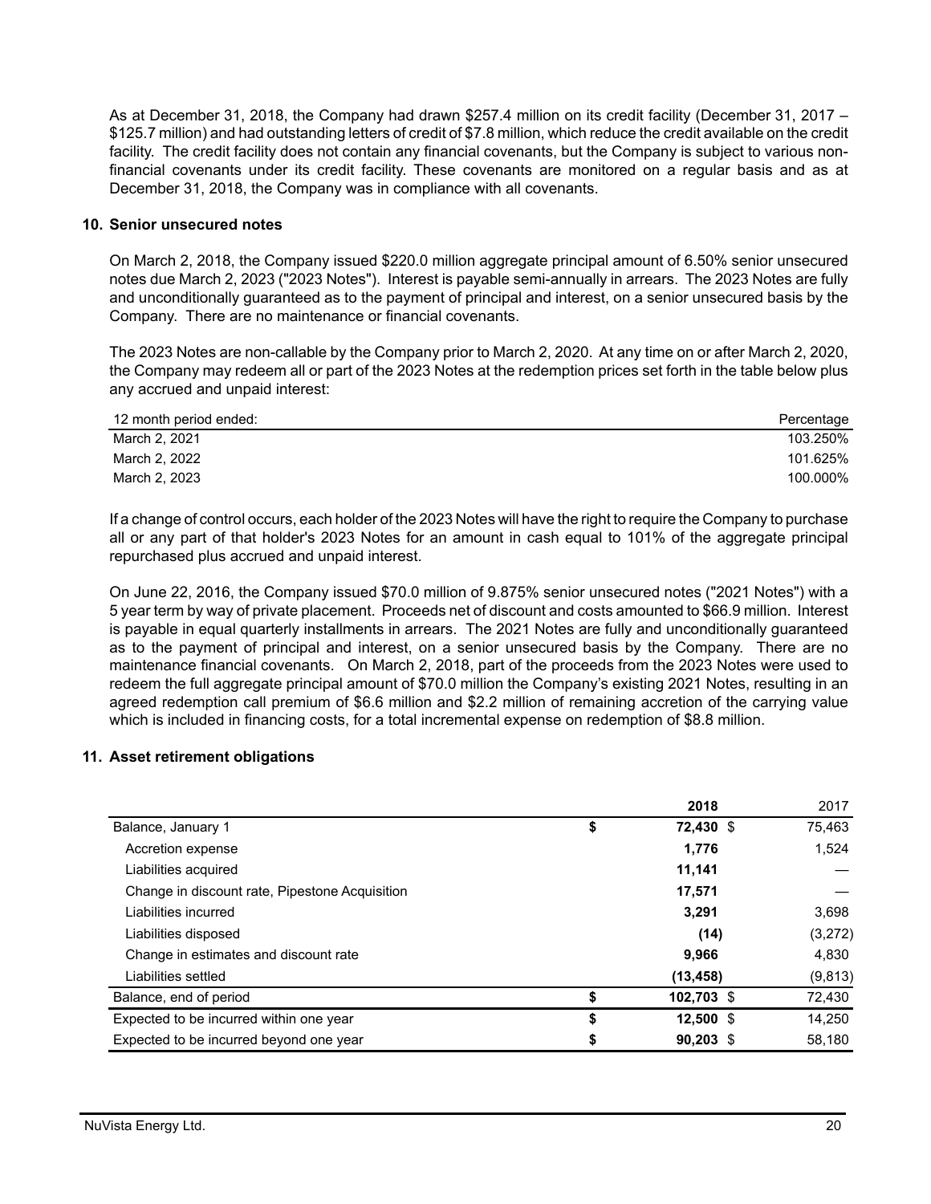As at December 31, 2018, the Company had drawn $257.4 million on its credit facility (December 31, 2017 – $125.7 million) and had outstanding letters of credit of $7.8 million, which reduce the credit available on the credit facility. The credit facility does not contain any financial covenants, but the Company is subject to various non-financial covenants under its credit facility. These covenants are monitored on a regular basis and as at December 31, 2018, the Company was in compliance with all covenants.

## 10. Senior unsecured notes

On March 2, 2018, the Company issued $220.0 million aggregate principal amount of 6.50% senior unsecured notes due March 2, 2023 ("2023 Notes"). Interest is payable semi-annually in arrears. The 2023 Notes are fully and unconditionally guaranteed as to the payment of principal and interest, on a senior unsecured basis by the Company. There are no maintenance or financial covenants.

The 2023 Notes are non-callable by the Company prior to March 2, 2020. At any time on or after March 2, 2020, the Company may redeem all or part of the 2023 Notes at the redemption prices set forth in the table below plus any accrued and unpaid interest:

| 12 month period ended: | Percentage |
|---|---|
| March 2, 2021 | 103.250% |
| March 2, 2022 | 101.625% |
| March 2, 2023 | 100.000% |

If a change of control occurs, each holder of the 2023 Notes will have the right to require the Company to purchase all or any part of that holder's 2023 Notes for an amount in cash equal to 101% of the aggregate principal repurchased plus accrued and unpaid interest.

On June 22, 2016, the Company issued $70.0 million of 9.875% senior unsecured notes ("2021 Notes") with a 5 year term by way of private placement. Proceeds net of discount and costs amounted to $66.9 million. Interest is payable in equal quarterly installments in arrears. The 2021 Notes are fully and unconditionally guaranteed as to the payment of principal and interest, on a senior unsecured basis by the Company. There are no maintenance financial covenants. On March 2, 2018, part of the proceeds from the 2023 Notes were used to redeem the full aggregate principal amount of $70.0 million the Company's existing 2021 Notes, resulting in an agreed redemption call premium of $6.6 million and $2.2 million of remaining accretion of the carrying value which is included in financing costs, for a total incremental expense on redemption of $8.8 million.

## 11. Asset retirement obligations

| | **2018** | 2017 |
|---|---|---|
| Balance, January 1 | $ **72,430** | $ 75,463 |
| Accretion expense | **1,776** | 1,524 |
| Liabilities acquired | **11,141** | — |
| Change in discount rate, Pipestone Acquisition | **17,571** | — |
| Liabilities incurred | **3,291** | 3,698 |
| Liabilities disposed | **(14)** | (3,272) |
| Change in estimates and discount rate | **9,966** | 4,830 |
| Liabilities settled | **(13,458)** | (9,813) |
| Balance, end of period | $ **102,703** | $ 72,430 |
| Expected to be incurred within one year | $ **12,500** | $ 14,250 |
| Expected to be incurred beyond one year | $ **90,203** | $ 58,180 |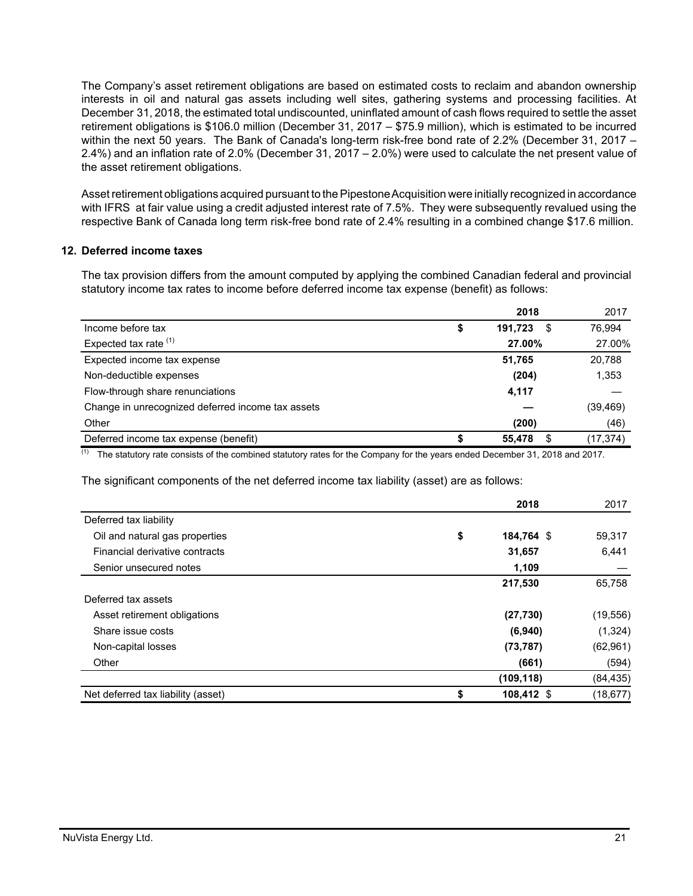The Company's asset retirement obligations are based on estimated costs to reclaim and abandon ownership interests in oil and natural gas assets including well sites, gathering systems and processing facilities. At December 31, 2018, the estimated total undiscounted, uninflated amount of cash flows required to settle the asset retirement obligations is $106.0 million (December 31, 2017 – $75.9 million), which is estimated to be incurred within the next 50 years. The Bank of Canada's long-term risk-free bond rate of 2.2% (December 31, 2017 – 2.4%) and an inflation rate of 2.0% (December 31, 2017 – 2.0%) were used to calculate the net present value of the asset retirement obligations.

Asset retirement obligations acquired pursuant to the Pipestone Acquisition were initially recognized in accordance with IFRS at fair value using a credit adjusted interest rate of 7.5%. They were subsequently revalued using the respective Bank of Canada long term risk-free bond rate of 2.4% resulting in a combined change $17.6 million.

## 12. Deferred income taxes

The tax provision differs from the amount computed by applying the combined Canadian federal and provincial statutory income tax rates to income before deferred income tax expense (benefit) as follows:

| | 2018 | 2017 |
|---|---|---|
| Income before tax | $ **191,723** | $ 76,994 |
| Expected tax rate [1] | **27.00%** | 27.00% |
| Expected income tax expense | **51,765** | 20,788 |
| Non-deductible expenses | **(204)** | 1,353 |
| Flow-through share renunciations | **4,117** | — |
| Change in unrecognized deferred income tax assets | **—** | (39,469) |
| Other | **(200)** | (46) |
| Deferred income tax expense (benefit) | $ **55,478** | $ (17,374) |

[1] The statutory rate consists of the combined statutory rates for the Company for the years ended December 31, 2018 and 2017.

The significant components of the net deferred income tax liability (asset) are as follows:

| | 2018 | 2017 |
|---|---|---|
| Deferred tax liability | | |
| Oil and natural gas properties | $ **184,764** | $ 59,317 |
| Financial derivative contracts | **31,657** | 6,441 |
| Senior unsecured notes | **1,109** | — |
| | **217,530** | 65,758 |
| Deferred tax assets | | |
| Asset retirement obligations | **(27,730)** | (19,556) |
| Share issue costs | **(6,940)** | (1,324) |
| Non-capital losses | **(73,787)** | (62,961) |
| Other | **(661)** | (594) |
| | **(109,118)** | (84,435) |
| Net deferred tax liability (asset) | $ **108,412** | $ (18,677) |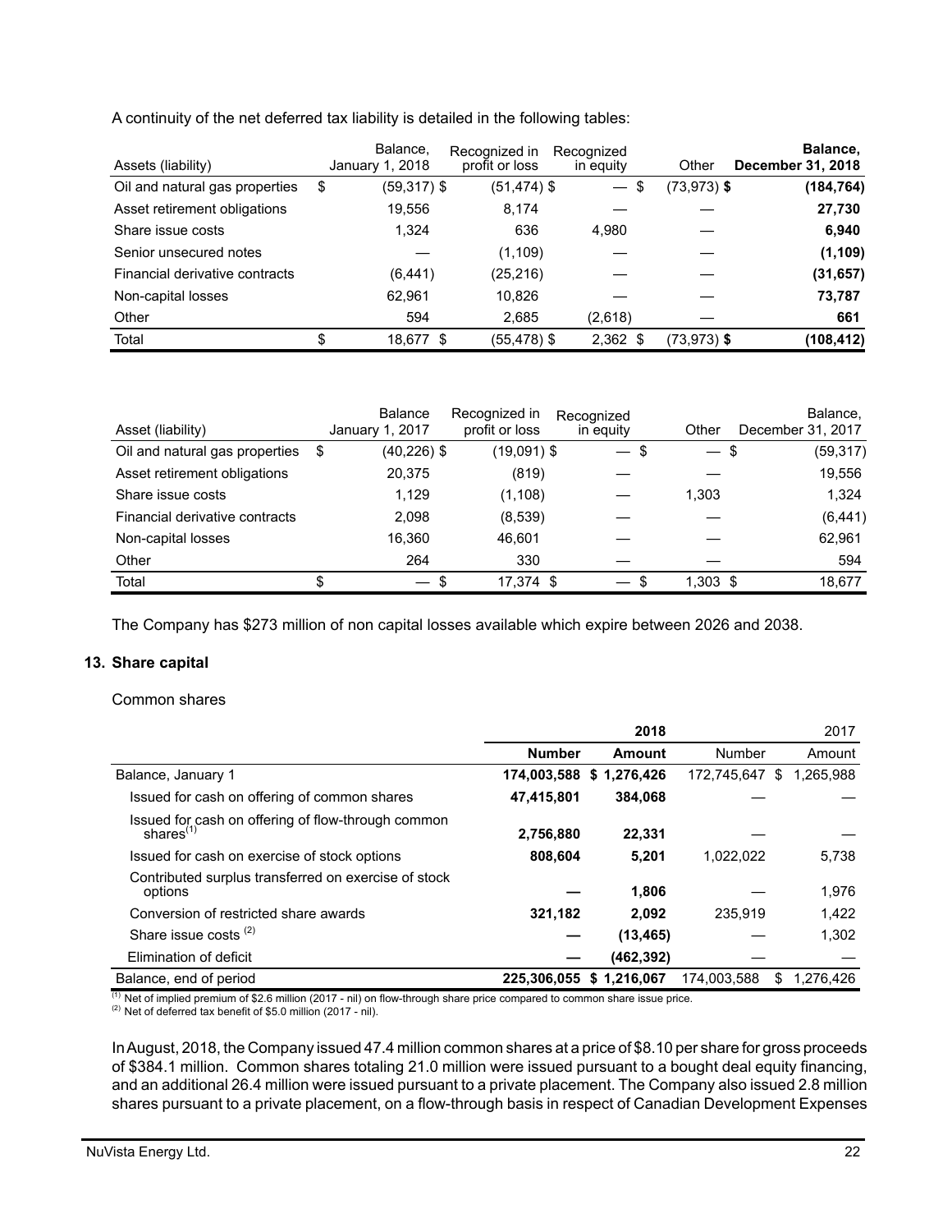A continuity of the net deferred tax liability is detailed in the following tables:

| Assets (liability) | Balance, January 1, 2018 | Recognized in profit or loss | Recognized in equity | Other | **Balance, December 31, 2018** |
|---|---|---|---|---|---|
| Oil and natural gas properties | $ (59,317) | $ (51,474) | $ — | $ (73,973) | **$ (184,764)** |
| Asset retirement obligations | 19,556 | 8,174 | — | — | **27,730** |
| Share issue costs | 1,324 | 636 | 4,980 | — | **6,940** |
| Senior unsecured notes | — | (1,109) | — | — | **(1,109)** |
| Financial derivative contracts | (6,441) | (25,216) | — | — | **(31,657)** |
| Non-capital losses | 62,961 | 10,826 | — | — | **73,787** |
| Other | 594 | 2,685 | (2,618) | — | **661** |
| Total | $ 18,677 | $ (55,478) | $ 2,362 | $ (73,973) | **$ (108,412)** |

| Asset (liability) | Balance January 1, 2017 | Recognized in profit or loss | Recognized in equity | Other | Balance, December 31, 2017 |
|---|---|---|---|---|---|
| Oil and natural gas properties | $ (40,226) | $ (19,091) | $ — | $ — | $ (59,317) |
| Asset retirement obligations | 20,375 | (819) | — | — | 19,556 |
| Share issue costs | 1,129 | (1,108) | — | 1,303 | 1,324 |
| Financial derivative contracts | 2,098 | (8,539) | — | — | (6,441) |
| Non-capital losses | 16,360 | 46,601 | — | — | 62,961 |
| Other | 264 | 330 | — | — | 594 |
| Total | $ — | $ 17,374 | $ — | $ 1,303 | $ 18,677 |

The Company has $273 million of non capital losses available which expire between 2026 and 2038.

## 13. Share capital

Common shares

| | **2018** | | 2017 | |
|---|---|---|---|---|
| | **Number** | **Amount** | Number | Amount |
| Balance, January 1 | **174,003,588** | **$ 1,276,426** | 172,745,647 | $ 1,265,988 |
| Issued for cash on offering of common shares | **47,415,801** | **384,068** | — | — |
| Issued for cash on offering of flow-through common shares[(1)] | **2,756,880** | **22,331** | — | — |
| Issued for cash on exercise of stock options | **808,604** | **5,201** | 1,022,022 | 5,738 |
| Contributed surplus transferred on exercise of stock options | **—** | **1,806** | — | 1,976 |
| Conversion of restricted share awards | **321,182** | **2,092** | 235,919 | 1,422 |
| Share issue costs [(2)] | **—** | **(13,465)** | — | 1,302 |
| Elimination of deficit | **—** | **(462,392)** | — | — |
| Balance, end of period | **225,306,055** | **$ 1,216,067** | 174,003,588 | $ 1,276,426 |

(1) Net of implied premium of $2.6 million (2017 - nil) on flow-through share price compared to common share issue price.
(2) Net of deferred tax benefit of $5.0 million (2017 - nil).

In August, 2018, the Company issued 47.4 million common shares at a price of $8.10 per share for gross proceeds of $384.1 million. Common shares totaling 21.0 million were issued pursuant to a bought deal equity financing, and an additional 26.4 million were issued pursuant to a private placement. The Company also issued 2.8 million shares pursuant to a private placement, on a flow-through basis in respect of Canadian Development Expenses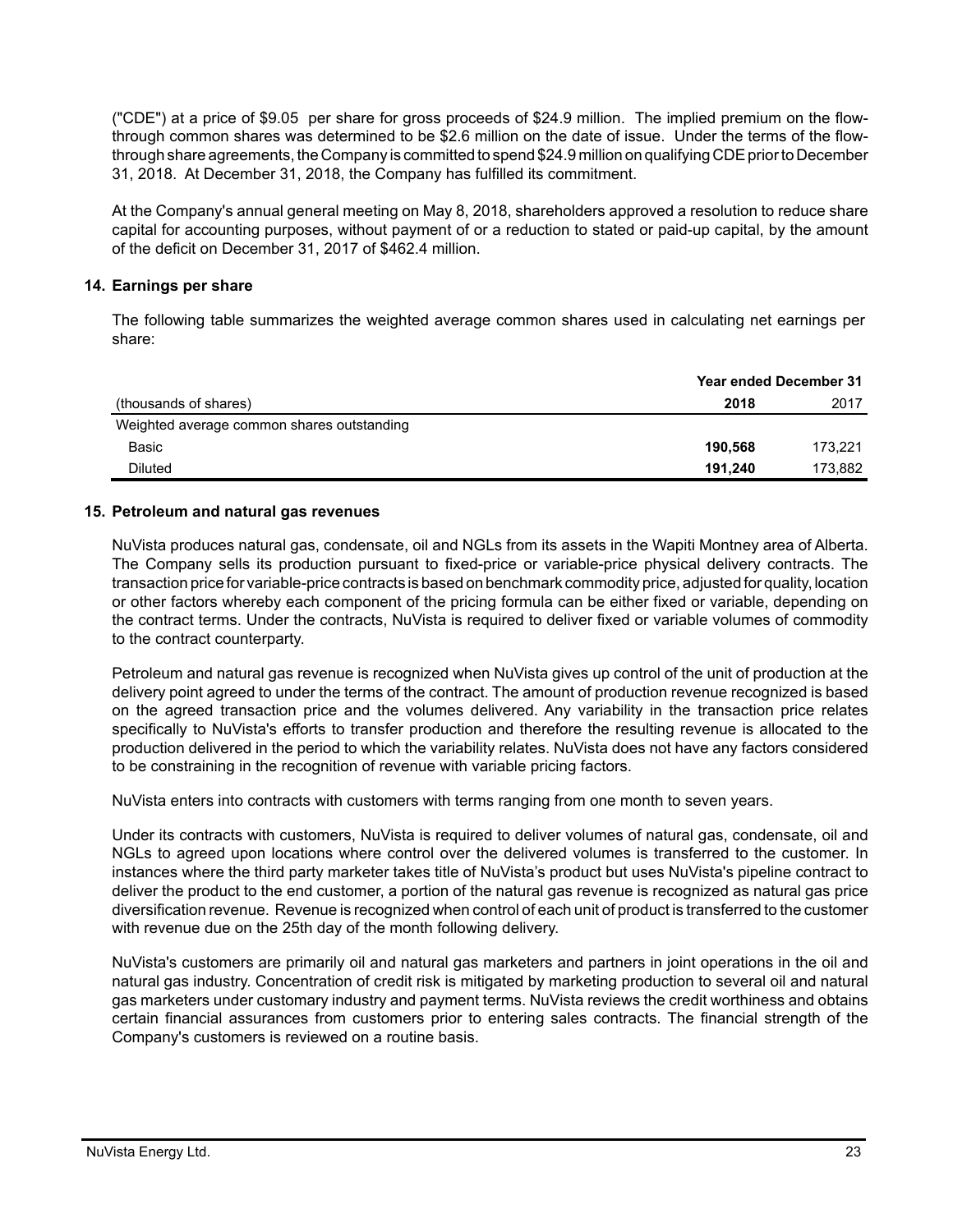("CDE") at a price of $9.05 per share for gross proceeds of $24.9 million. The implied premium on the flow-through common shares was determined to be $2.6 million on the date of issue. Under the terms of the flow-through share agreements, the Company is committed to spend $24.9 million on qualifying CDE prior to December 31, 2018. At December 31, 2018, the Company has fulfilled its commitment.

At the Company's annual general meeting on May 8, 2018, shareholders approved a resolution to reduce share capital for accounting purposes, without payment of or a reduction to stated or paid-up capital, by the amount of the deficit on December 31, 2017 of $462.4 million.

## 14. Earnings per share

The following table summarizes the weighted average common shares used in calculating net earnings per share:

| | Year ended December 31 | |
|---|---|---|
| (thousands of shares) | **2018** | 2017 |
| Weighted average common shares outstanding | | |
| Basic | **190,568** | 173,221 |
| Diluted | **191,240** | 173,882 |

## 15. Petroleum and natural gas revenues

NuVista produces natural gas, condensate, oil and NGLs from its assets in the Wapiti Montney area of Alberta. The Company sells its production pursuant to fixed-price or variable-price physical delivery contracts. The transaction price for variable-price contracts is based on benchmark commodity price, adjusted for quality, location or other factors whereby each component of the pricing formula can be either fixed or variable, depending on the contract terms. Under the contracts, NuVista is required to deliver fixed or variable volumes of commodity to the contract counterparty.

Petroleum and natural gas revenue is recognized when NuVista gives up control of the unit of production at the delivery point agreed to under the terms of the contract. The amount of production revenue recognized is based on the agreed transaction price and the volumes delivered. Any variability in the transaction price relates specifically to NuVista's efforts to transfer production and therefore the resulting revenue is allocated to the production delivered in the period to which the variability relates. NuVista does not have any factors considered to be constraining in the recognition of revenue with variable pricing factors.

NuVista enters into contracts with customers with terms ranging from one month to seven years.

Under its contracts with customers, NuVista is required to deliver volumes of natural gas, condensate, oil and NGLs to agreed upon locations where control over the delivered volumes is transferred to the customer. In instances where the third party marketer takes title of NuVista's product but uses NuVista's pipeline contract to deliver the product to the end customer, a portion of the natural gas revenue is recognized as natural gas price diversification revenue. Revenue is recognized when control of each unit of product is transferred to the customer with revenue due on the 25th day of the month following delivery.

NuVista's customers are primarily oil and natural gas marketers and partners in joint operations in the oil and natural gas industry. Concentration of credit risk is mitigated by marketing production to several oil and natural gas marketers under customary industry and payment terms. NuVista reviews the credit worthiness and obtains certain financial assurances from customers prior to entering sales contracts. The financial strength of the Company's customers is reviewed on a routine basis.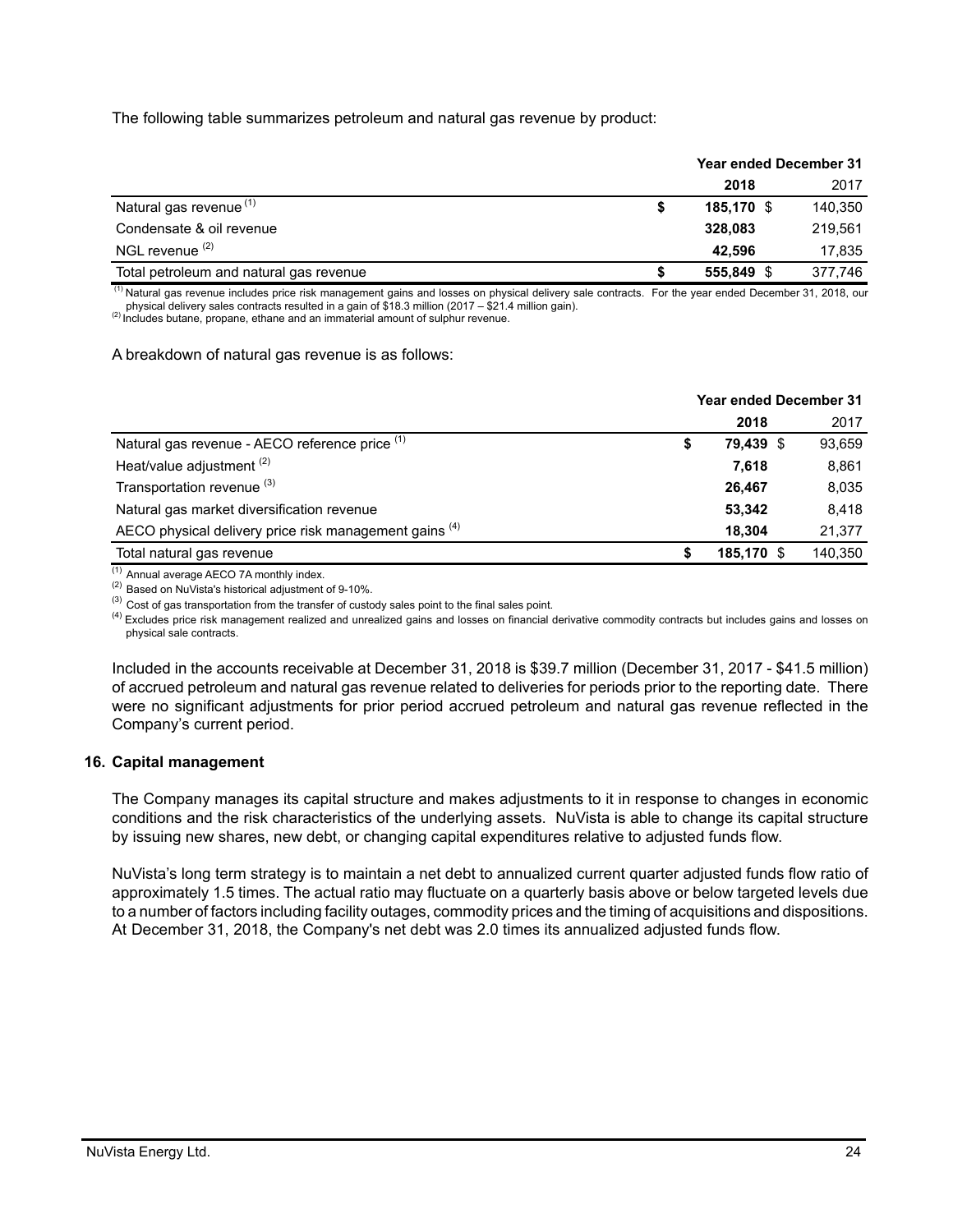The following table summarizes petroleum and natural gas revenue by product:

| | Year ended December 31 | |
|---|---|---|
| | **2018** | 2017 |
| Natural gas revenue [(1)] | **$ 185,170** | $ 140,350 |
| Condensate & oil revenue | **328,083** | 219,561 |
| NGL revenue [(2)] | **42,596** | 17,835 |
| Total petroleum and natural gas revenue | **$ 555,849** | $ 377,746 |

(1) Natural gas revenue includes price risk management gains and losses on physical delivery sale contracts. For the year ended December 31, 2018, our physical delivery sales contracts resulted in a gain of $18.3 million (2017 – $21.4 million gain).
(2) Includes butane, propane, ethane and an immaterial amount of sulphur revenue.

A breakdown of natural gas revenue is as follows:

| | Year ended December 31 | |
|---|---|---|
| | **2018** | 2017 |
| Natural gas revenue - AECO reference price [(1)] | **$ 79,439** | $ 93,659 |
| Heat/value adjustment [(2)] | **7,618** | 8,861 |
| Transportation revenue [(3)] | **26,467** | 8,035 |
| Natural gas market diversification revenue | **53,342** | 8,418 |
| AECO physical delivery price risk management gains [(4)] | **18,304** | 21,377 |
| Total natural gas revenue | **$ 185,170** | $ 140,350 |

(1) Annual average AECO 7A monthly index.
(2) Based on NuVista's historical adjustment of 9-10%.
(3) Cost of gas transportation from the transfer of custody sales point to the final sales point.
(4) Excludes price risk management realized and unrealized gains and losses on financial derivative commodity contracts but includes gains and losses on physical sale contracts.

Included in the accounts receivable at December 31, 2018 is $39.7 million (December 31, 2017 - $41.5 million) of accrued petroleum and natural gas revenue related to deliveries for periods prior to the reporting date. There were no significant adjustments for prior period accrued petroleum and natural gas revenue reflected in the Company's current period.

## 16. Capital management

The Company manages its capital structure and makes adjustments to it in response to changes in economic conditions and the risk characteristics of the underlying assets. NuVista is able to change its capital structure by issuing new shares, new debt, or changing capital expenditures relative to adjusted funds flow.

NuVista's long term strategy is to maintain a net debt to annualized current quarter adjusted funds flow ratio of approximately 1.5 times. The actual ratio may fluctuate on a quarterly basis above or below targeted levels due to a number of factors including facility outages, commodity prices and the timing of acquisitions and dispositions. At December 31, 2018, the Company's net debt was 2.0 times its annualized adjusted funds flow.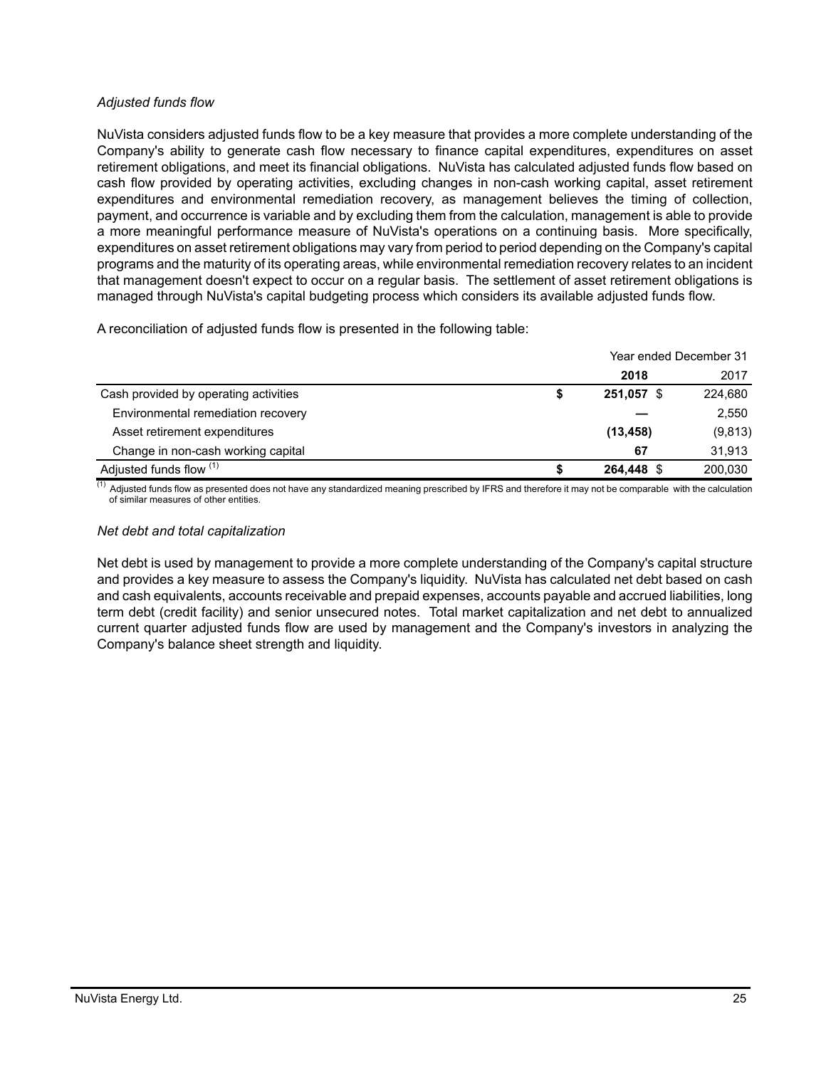*Adjusted funds flow*

NuVista considers adjusted funds flow to be a key measure that provides a more complete understanding of the Company's ability to generate cash flow necessary to finance capital expenditures, expenditures on asset retirement obligations, and meet its financial obligations. NuVista has calculated adjusted funds flow based on cash flow provided by operating activities, excluding changes in non-cash working capital, asset retirement expenditures and environmental remediation recovery, as management believes the timing of collection, payment, and occurrence is variable and by excluding them from the calculation, management is able to provide a more meaningful performance measure of NuVista's operations on a continuing basis. More specifically, expenditures on asset retirement obligations may vary from period to period depending on the Company's capital programs and the maturity of its operating areas, while environmental remediation recovery relates to an incident that management doesn't expect to occur on a regular basis. The settlement of asset retirement obligations is managed through NuVista's capital budgeting process which considers its available adjusted funds flow.

A reconciliation of adjusted funds flow is presented in the following table:

| | Year ended December 31 | |
|---|---|---|
| | **2018** | 2017 |
| Cash provided by operating activities | **$ 251,057** | $ 224,680 |
| Environmental remediation recovery | **—** | 2,550 |
| Asset retirement expenditures | **(13,458)** | (9,813) |
| Change in non-cash working capital | **67** | 31,913 |
| Adjusted funds flow [(1)] | **$ 264,448** | $ 200,030 |

(1) Adjusted funds flow as presented does not have any standardized meaning prescribed by IFRS and therefore it may not be comparable with the calculation of similar measures of other entities.

*Net debt and total capitalization*

Net debt is used by management to provide a more complete understanding of the Company's capital structure and provides a key measure to assess the Company's liquidity. NuVista has calculated net debt based on cash and cash equivalents, accounts receivable and prepaid expenses, accounts payable and accrued liabilities, long term debt (credit facility) and senior unsecured notes. Total market capitalization and net debt to annualized current quarter adjusted funds flow are used by management and the Company's investors in analyzing the Company's balance sheet strength and liquidity.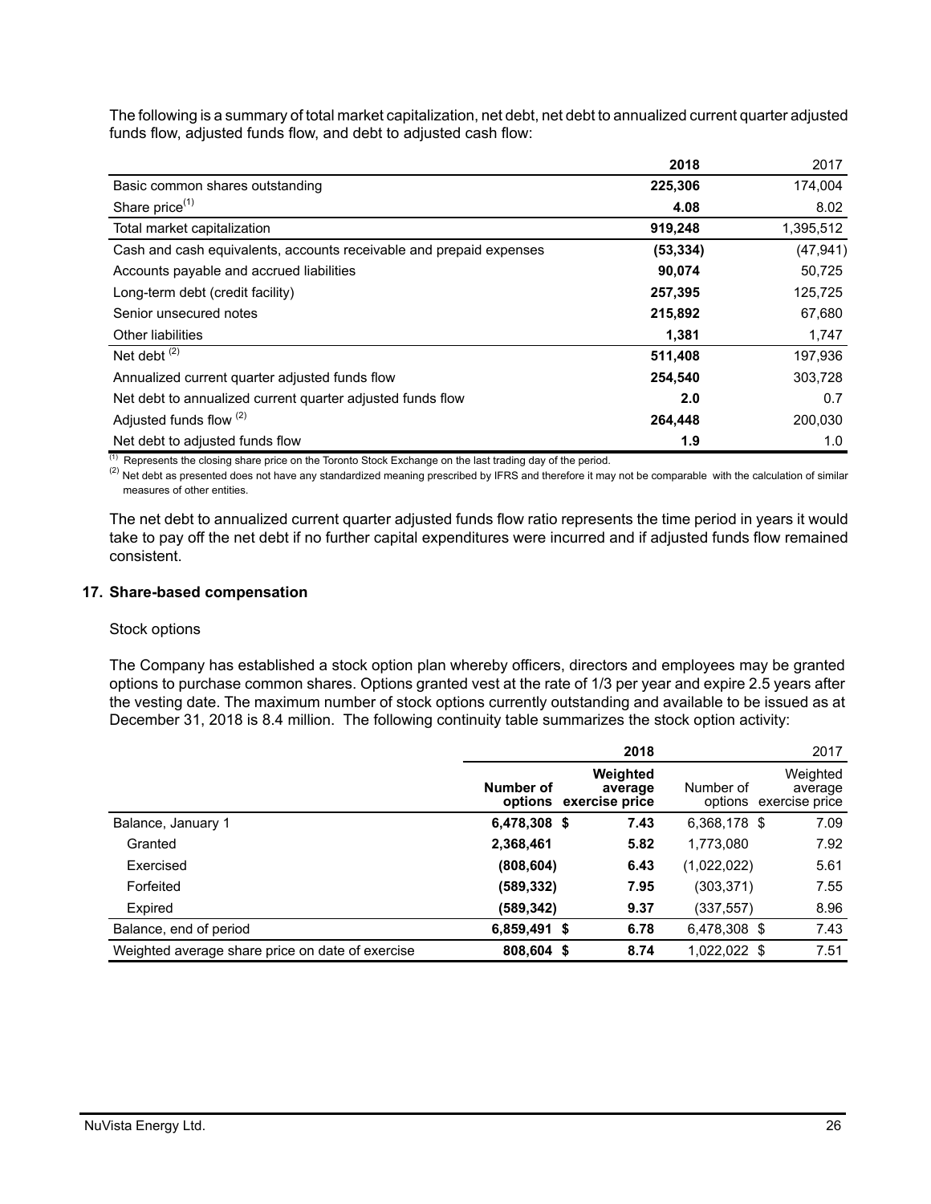The following is a summary of total market capitalization, net debt, net debt to annualized current quarter adjusted funds flow, adjusted funds flow, and debt to adjusted cash flow:

| | **2018** | 2017 |
|---|---|---|
| Basic common shares outstanding | **225,306** | 174,004 |
| Share price[(1)] | **4.08** | 8.02 |
| Total market capitalization | **919,248** | 1,395,512 |
| Cash and cash equivalents, accounts receivable and prepaid expenses | **(53,334)** | (47,941) |
| Accounts payable and accrued liabilities | **90,074** | 50,725 |
| Long-term debt (credit facility) | **257,395** | 125,725 |
| Senior unsecured notes | **215,892** | 67,680 |
| Other liabilities | **1,381** | 1,747 |
| Net debt [(2)] | **511,408** | 197,936 |
| Annualized current quarter adjusted funds flow | **254,540** | 303,728 |
| Net debt to annualized current quarter adjusted funds flow | **2.0** | 0.7 |
| Adjusted funds flow [(2)] | **264,448** | 200,030 |
| Net debt to adjusted funds flow | **1.9** | 1.0 |

[(1)] Represents the closing share price on the Toronto Stock Exchange on the last trading day of the period.

[(2)] Net debt as presented does not have any standardized meaning prescribed by IFRS and therefore it may not be comparable with the calculation of similar measures of other entities.

The net debt to annualized current quarter adjusted funds flow ratio represents the time period in years it would take to pay off the net debt if no further capital expenditures were incurred and if adjusted funds flow remained consistent.

## 17. Share-based compensation

Stock options

The Company has established a stock option plan whereby officers, directors and employees may be granted options to purchase common shares. Options granted vest at the rate of 1/3 per year and expire 2.5 years after the vesting date. The maximum number of stock options currently outstanding and available to be issued as at December 31, 2018 is 8.4 million. The following continuity table summarizes the stock option activity:

| | **2018** | | 2017 | |
|---|---|---|---|---|
| | **Number of options** | **Weighted average exercise price** | Number of options | Weighted average exercise price |
| Balance, January 1 | **6,478,308** | **$ 7.43** | 6,368,178 | $ 7.09 |
| Granted | **2,368,461** | **5.82** | 1,773,080 | 7.92 |
| Exercised | **(808,604)** | **6.43** | (1,022,022) | 5.61 |
| Forfeited | **(589,332)** | **7.95** | (303,371) | 7.55 |
| Expired | **(589,342)** | **9.37** | (337,557) | 8.96 |
| Balance, end of period | **6,859,491** | **$ 6.78** | 6,478,308 | $ 7.43 |
| Weighted average share price on date of exercise | **808,604** | **$ 8.74** | 1,022,022 | $ 7.51 |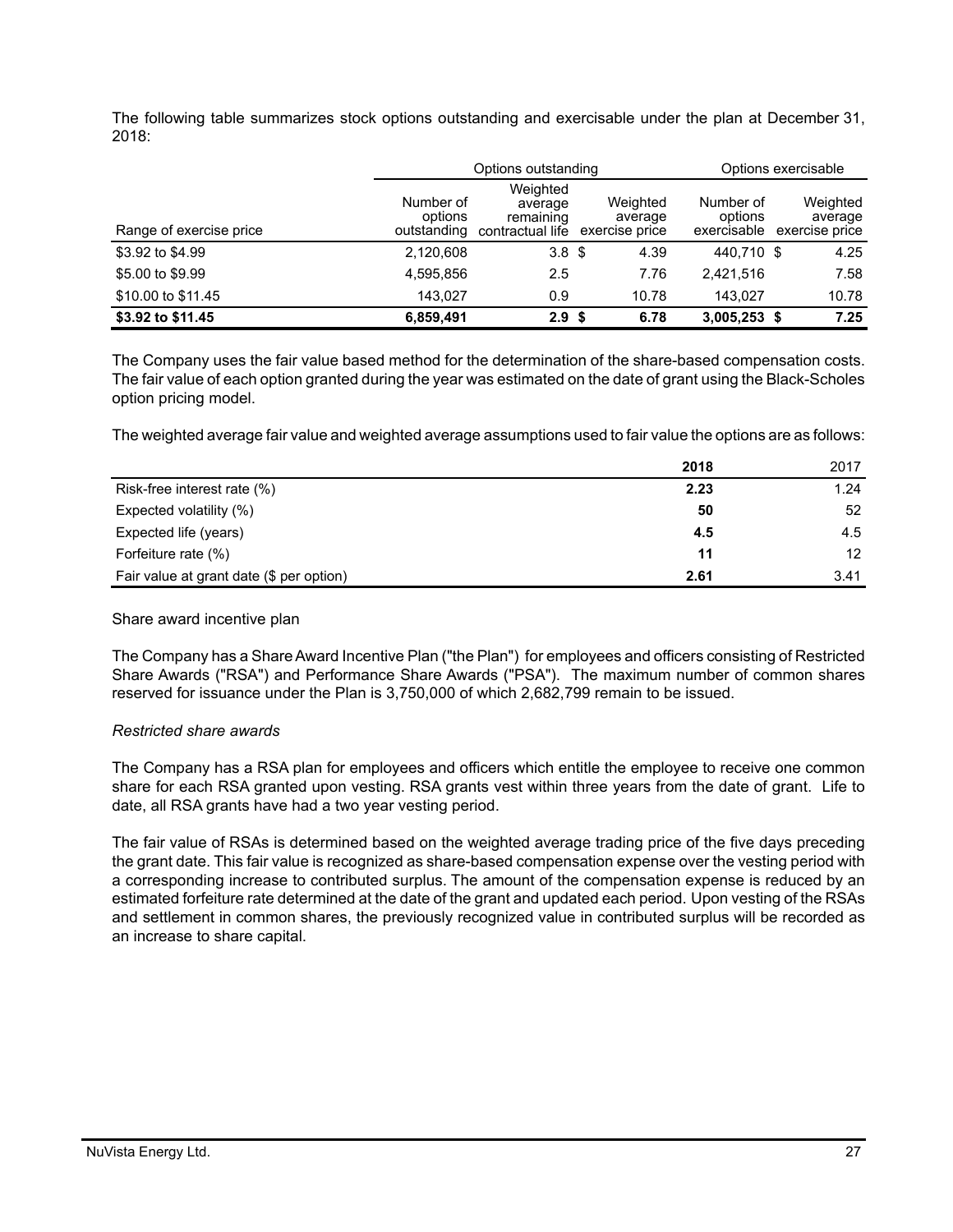The following table summarizes stock options outstanding and exercisable under the plan at December 31, 2018:

| | Options outstanding | | | Options exercisable | |
|---|---|---|---|---|---|
| Range of exercise price | Number of options outstanding | Weighted average remaining contractual life | Weighted average exercise price | Number of options exercisable | Weighted average exercise price |
| $3.92 to $4.99 | 2,120,608 | 3.8 | $ 4.39 | 440,710 | $ 4.25 |
| $5.00 to $9.99 | 4,595,856 | 2.5 | 7.76 | 2,421,516 | 7.58 |
| $10.00 to $11.45 | 143,027 | 0.9 | 10.78 | 143,027 | 10.78 |
| **$3.92 to $11.45** | **6,859,491** | **2.9** | **$ 6.78** | **3,005,253** | **$ 7.25** |

The Company uses the fair value based method for the determination of the share-based compensation costs. The fair value of each option granted during the year was estimated on the date of grant using the Black-Scholes option pricing model.

The weighted average fair value and weighted average assumptions used to fair value the options are as follows:

| | 2018 | 2017 |
|---|---|---|
| Risk-free interest rate (%) | **2.23** | 1.24 |
| Expected volatility (%) | **50** | 52 |
| Expected life (years) | **4.5** | 4.5 |
| Forfeiture rate (%) | **11** | 12 |
| Fair value at grant date ($ per option) | **2.61** | 3.41 |

Share award incentive plan

The Company has a Share Award Incentive Plan ("the Plan") for employees and officers consisting of Restricted Share Awards ("RSA") and Performance Share Awards ("PSA"). The maximum number of common shares reserved for issuance under the Plan is 3,750,000 of which 2,682,799 remain to be issued.

*Restricted share awards*

The Company has a RSA plan for employees and officers which entitle the employee to receive one common share for each RSA granted upon vesting. RSA grants vest within three years from the date of grant. Life to date, all RSA grants have had a two year vesting period.

The fair value of RSAs is determined based on the weighted average trading price of the five days preceding the grant date. This fair value is recognized as share-based compensation expense over the vesting period with a corresponding increase to contributed surplus. The amount of the compensation expense is reduced by an estimated forfeiture rate determined at the date of the grant and updated each period. Upon vesting of the RSAs and settlement in common shares, the previously recognized value in contributed surplus will be recorded as an increase to share capital.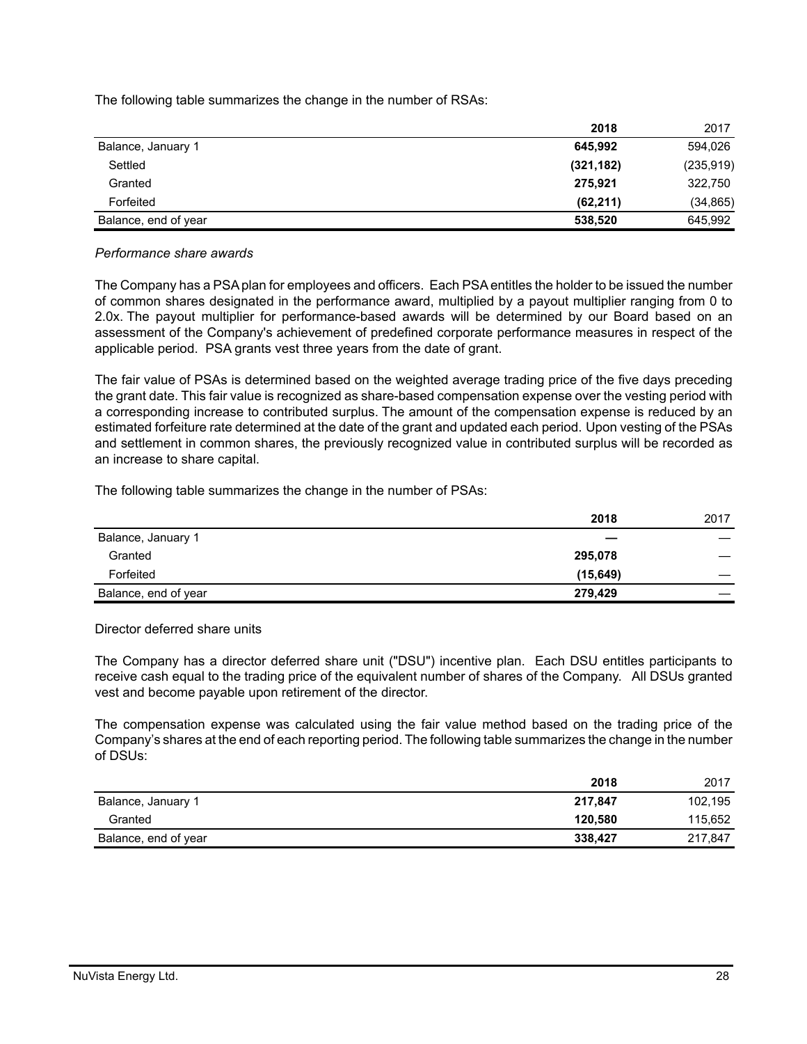The following table summarizes the change in the number of RSAs:

| | **2018** | 2017 |
|---|---|---|
| Balance, January 1 | **645,992** | 594,026 |
| Settled | **(321,182)** | (235,919) |
| Granted | **275,921** | 322,750 |
| Forfeited | **(62,211)** | (34,865) |
| Balance, end of year | **538,520** | 645,992 |

*Performance share awards*

The Company has a PSA plan for employees and officers. Each PSA entitles the holder to be issued the number of common shares designated in the performance award, multiplied by a payout multiplier ranging from 0 to 2.0x. The payout multiplier for performance-based awards will be determined by our Board based on an assessment of the Company's achievement of predefined corporate performance measures in respect of the applicable period. PSA grants vest three years from the date of grant.

The fair value of PSAs is determined based on the weighted average trading price of the five days preceding the grant date. This fair value is recognized as share-based compensation expense over the vesting period with a corresponding increase to contributed surplus. The amount of the compensation expense is reduced by an estimated forfeiture rate determined at the date of the grant and updated each period. Upon vesting of the PSAs and settlement in common shares, the previously recognized value in contributed surplus will be recorded as an increase to share capital.

The following table summarizes the change in the number of PSAs:

| | **2018** | 2017 |
|---|---|---|
| Balance, January 1 | **—** | — |
| Granted | **295,078** | — |
| Forfeited | **(15,649)** | — |
| Balance, end of year | **279,429** | — |

Director deferred share units

The Company has a director deferred share unit ("DSU") incentive plan. Each DSU entitles participants to receive cash equal to the trading price of the equivalent number of shares of the Company. All DSUs granted vest and become payable upon retirement of the director.

The compensation expense was calculated using the fair value method based on the trading price of the Company's shares at the end of each reporting period. The following table summarizes the change in the number of DSUs:

| | **2018** | 2017 |
|---|---|---|
| Balance, January 1 | **217,847** | 102,195 |
| Granted | **120,580** | 115,652 |
| Balance, end of year | **338,427** | 217,847 |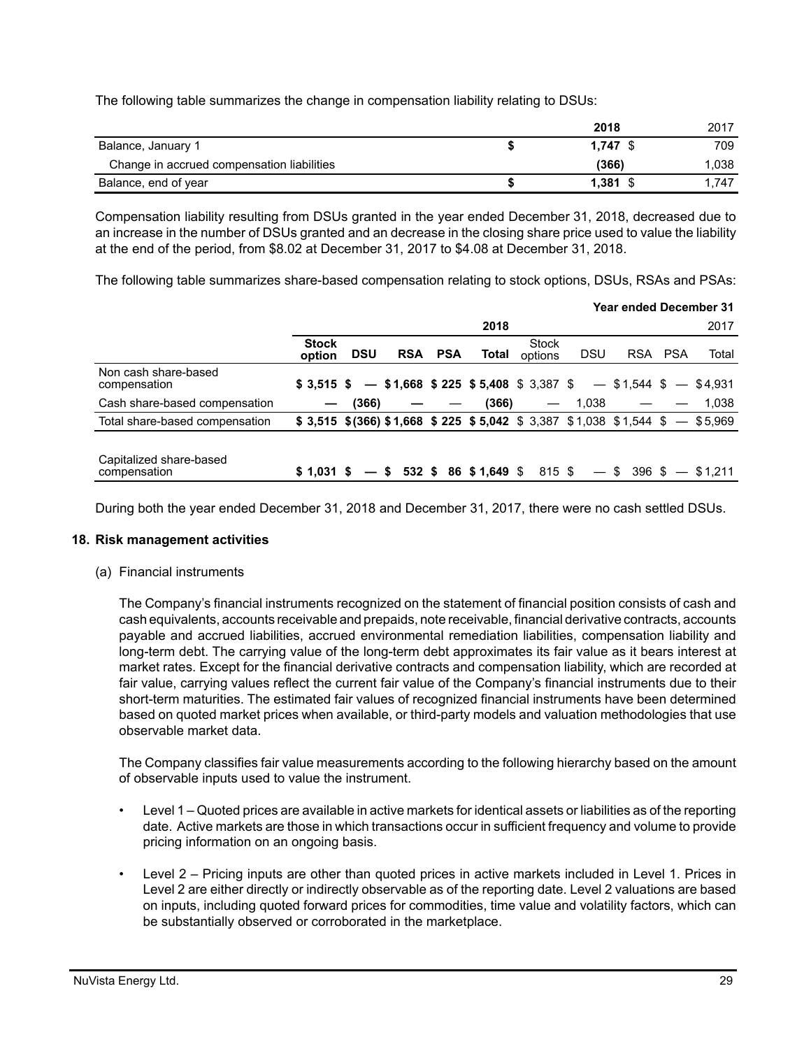The following table summarizes the change in compensation liability relating to DSUs:

| | 2018 | 2017 |
|---|---|---|
| Balance, January 1 | **$ 1,747** | $ 709 |
| Change in accrued compensation liabilities | **(366)** | 1,038 |
| Balance, end of year | **$ 1,381** | $ 1,747 |

Compensation liability resulting from DSUs granted in the year ended December 31, 2018, decreased due to an increase in the number of DSUs granted and an decrease in the closing share price used to value the liability at the end of the period, from $8.02 at December 31, 2017 to $4.08 at December 31, 2018.

The following table summarizes share-based compensation relating to stock options, DSUs, RSAs and PSAs:

| | | | | | | | | | | **Year ended December 31** |
|---|---|---|---|---|---|---|---|---|---|---|
| | | | | | **2018** | | | | | 2017 |
| | **Stock option** | **DSU** | **RSA** | **PSA** | **Total** | Stock options | DSU | RSA | PSA | Total |
| Non cash share-based compensation | **$ 3,515** | **$ —** | **$ 1,668** | **$ 225** | **$ 5,408** | $ 3,387 | $ — | $ 1,544 | $ — | $ 4,931 |
| Cash share-based compensation | **—** | **(366)** | **—** | **—** | **(366)** | — | 1,038 | — | — | 1,038 |
| Total share-based compensation | **$ 3,515** | **$ (366)** | **$ 1,668** | **$ 225** | **$ 5,042** | $ 3,387 | $ 1,038 | $ 1,544 | $ — | $ 5,969 |
| | | | | | | | | | | |
| Capitalized share-based compensation | **$ 1,031** | **$ —** | **$ 532** | **$ 86** | **$ 1,649** | $ 815 | $ — | $ 396 | $ — | $ 1,211 |

During both the year ended December 31, 2018 and December 31, 2017, there were no cash settled DSUs.

## 18. Risk management activities

(a) Financial instruments

The Company's financial instruments recognized on the statement of financial position consists of cash and cash equivalents, accounts receivable and prepaids, note receivable, financial derivative contracts, accounts payable and accrued liabilities, accrued environmental remediation liabilities, compensation liability and long-term debt. The carrying value of the long-term debt approximates its fair value as it bears interest at market rates. Except for the financial derivative contracts and compensation liability, which are recorded at fair value, carrying values reflect the current fair value of the Company's financial instruments due to their short-term maturities. The estimated fair values of recognized financial instruments have been determined based on quoted market prices when available, or third-party models and valuation methodologies that use observable market data.

The Company classifies fair value measurements according to the following hierarchy based on the amount of observable inputs used to value the instrument.

- Level 1 – Quoted prices are available in active markets for identical assets or liabilities as of the reporting date. Active markets are those in which transactions occur in sufficient frequency and volume to provide pricing information on an ongoing basis.
- Level 2 – Pricing inputs are other than quoted prices in active markets included in Level 1. Prices in Level 2 are either directly or indirectly observable as of the reporting date. Level 2 valuations are based on inputs, including quoted forward prices for commodities, time value and volatility factors, which can be substantially observed or corroborated in the marketplace.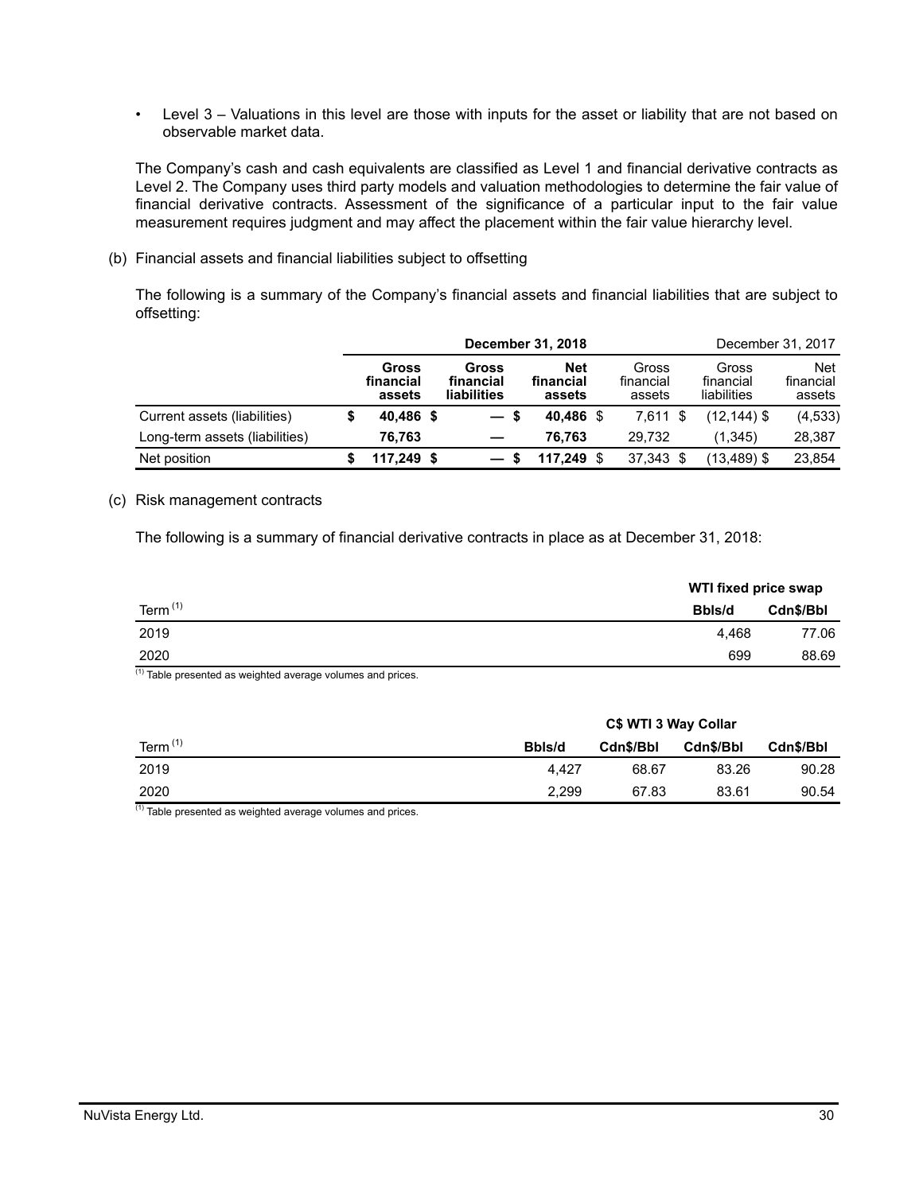- Level 3 – Valuations in this level are those with inputs for the asset or liability that are not based on observable market data.

The Company's cash and cash equivalents are classified as Level 1 and financial derivative contracts as Level 2. The Company uses third party models and valuation methodologies to determine the fair value of financial derivative contracts. Assessment of the significance of a particular input to the fair value measurement requires judgment and may affect the placement within the fair value hierarchy level.

(b) Financial assets and financial liabilities subject to offsetting

The following is a summary of the Company's financial assets and financial liabilities that are subject to offsetting:

| | **December 31, 2018** | | | December 31, 2017 | | |
|---|---|---|---|---|---|---|
| | **Gross financial assets** | **Gross financial liabilities** | **Net financial assets** | Gross financial assets | Gross financial liabilities | Net financial assets |
| Current assets (liabilities) | **$ 40,486** | **$ —** | **$ 40,486** | $ 7,611 | $ (12,144) | $ (4,533) |
| Long-term assets (liabilities) | **76,763** | **—** | **76,763** | 29,732 | (1,345) | 28,387 |
| Net position | **$ 117,249** | **$ —** | **$ 117,249** | $ 37,343 | $ (13,489) | $ 23,854 |

(c) Risk management contracts

The following is a summary of financial derivative contracts in place as at December 31, 2018:

| | **WTI fixed price swap** | |
|---|---|---|
| Term [1] | **Bbls/d** | **Cdn$/Bbl** |
| 2019 | 4,468 | 77.06 |
| 2020 | 699 | 88.69 |

[1] Table presented as weighted average volumes and prices.

| | **C$ WTI 3 Way Collar** | | | |
|---|---|---|---|---|
| Term [1] | **Bbls/d** | **Cdn$/Bbl** | **Cdn$/Bbl** | **Cdn$/Bbl** |
| 2019 | 4,427 | 68.67 | 83.26 | 90.28 |
| 2020 | 2,299 | 67.83 | 83.61 | 90.54 |

[1] Table presented as weighted average volumes and prices.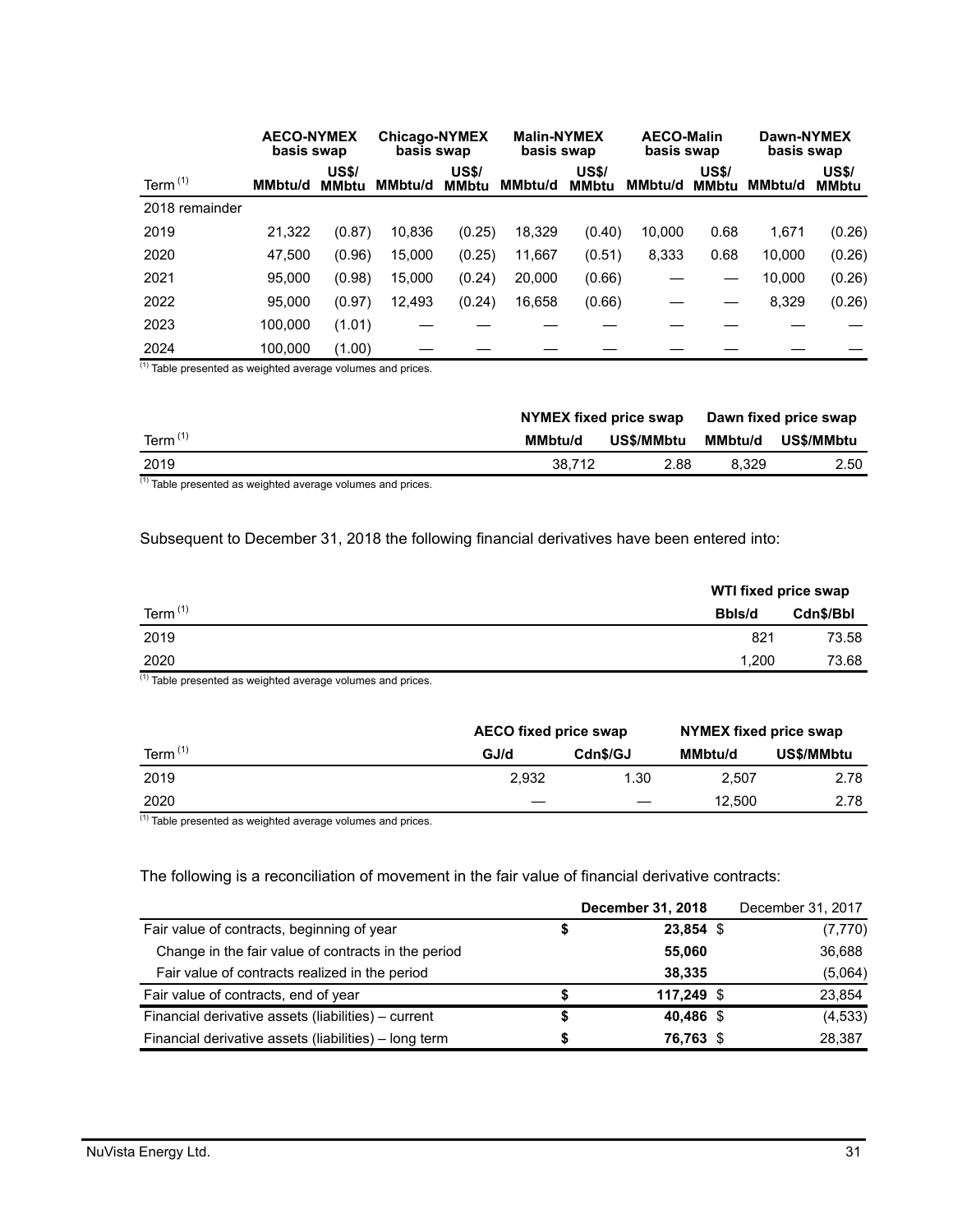| Term [1] | AECO-NYMEX basis swap | | Chicago-NYMEX basis swap | | Malin-NYMEX basis swap | | AECO-Malin basis swap | | Dawn-NYMEX basis swap | |
|---|---|---|---|---|---|---|---|---|---|---|
| | MMbtu/d | US$/ MMbtu | MMbtu/d | US$/ MMbtu | MMbtu/d | US$/ MMbtu | MMbtu/d | US$/ MMbtu | MMbtu/d | US$/ MMbtu |
| 2018 remainder | | | | | | | | | | |
| 2019 | 21,322 | (0.87) | 10,836 | (0.25) | 18,329 | (0.40) | 10,000 | 0.68 | 1,671 | (0.26) |
| 2020 | 47,500 | (0.96) | 15,000 | (0.25) | 11,667 | (0.51) | 8,333 | 0.68 | 10,000 | (0.26) |
| 2021 | 95,000 | (0.98) | 15,000 | (0.24) | 20,000 | (0.66) | — | — | 10,000 | (0.26) |
| 2022 | 95,000 | (0.97) | 12,493 | (0.24) | 16,658 | (0.66) | — | — | 8,329 | (0.26) |
| 2023 | 100,000 | (1.01) | — | — | — | — | — | — | — | — |
| 2024 | 100,000 | (1.00) | — | — | — | — | — | — | — | — |

[1] Table presented as weighted average volumes and prices.

| Term [1] | NYMEX fixed price swap | | Dawn fixed price swap | |
|---|---|---|---|---|
| | MMbtu/d | US$/MMbtu | MMbtu/d | US$/MMbtu |
| 2019 | 38,712 | 2.88 | 8,329 | 2.50 |

[1] Table presented as weighted average volumes and prices.

Subsequent to December 31, 2018 the following financial derivatives have been entered into:

| Term [1] | WTI fixed price swap | |
|---|---|---|
| | Bbls/d | Cdn$/Bbl |
| 2019 | 821 | 73.58 |
| 2020 | 1,200 | 73.68 |

[1] Table presented as weighted average volumes and prices.

| Term [1] | AECO fixed price swap | | NYMEX fixed price swap | |
|---|---|---|---|---|
| | GJ/d | Cdn$/GJ | MMbtu/d | US$/MMbtu |
| 2019 | 2,932 | 1.30 | 2,507 | 2.78 |
| 2020 | — | — | 12,500 | 2.78 |

[1] Table presented as weighted average volumes and prices.

The following is a reconciliation of movement in the fair value of financial derivative contracts:

| | **December 31, 2018** | December 31, 2017 |
|---|---|---|
| Fair value of contracts, beginning of year | **$ 23,854** | $ (7,770) |
| Change in the fair value of contracts in the period | **55,060** | 36,688 |
| Fair value of contracts realized in the period | **38,335** | (5,064) |
| Fair value of contracts, end of year | **$ 117,249** | $ 23,854 |
| Financial derivative assets (liabilities) – current | **$ 40,486** | $ (4,533) |
| Financial derivative assets (liabilities) – long term | **$ 76,763** | $ 28,387 |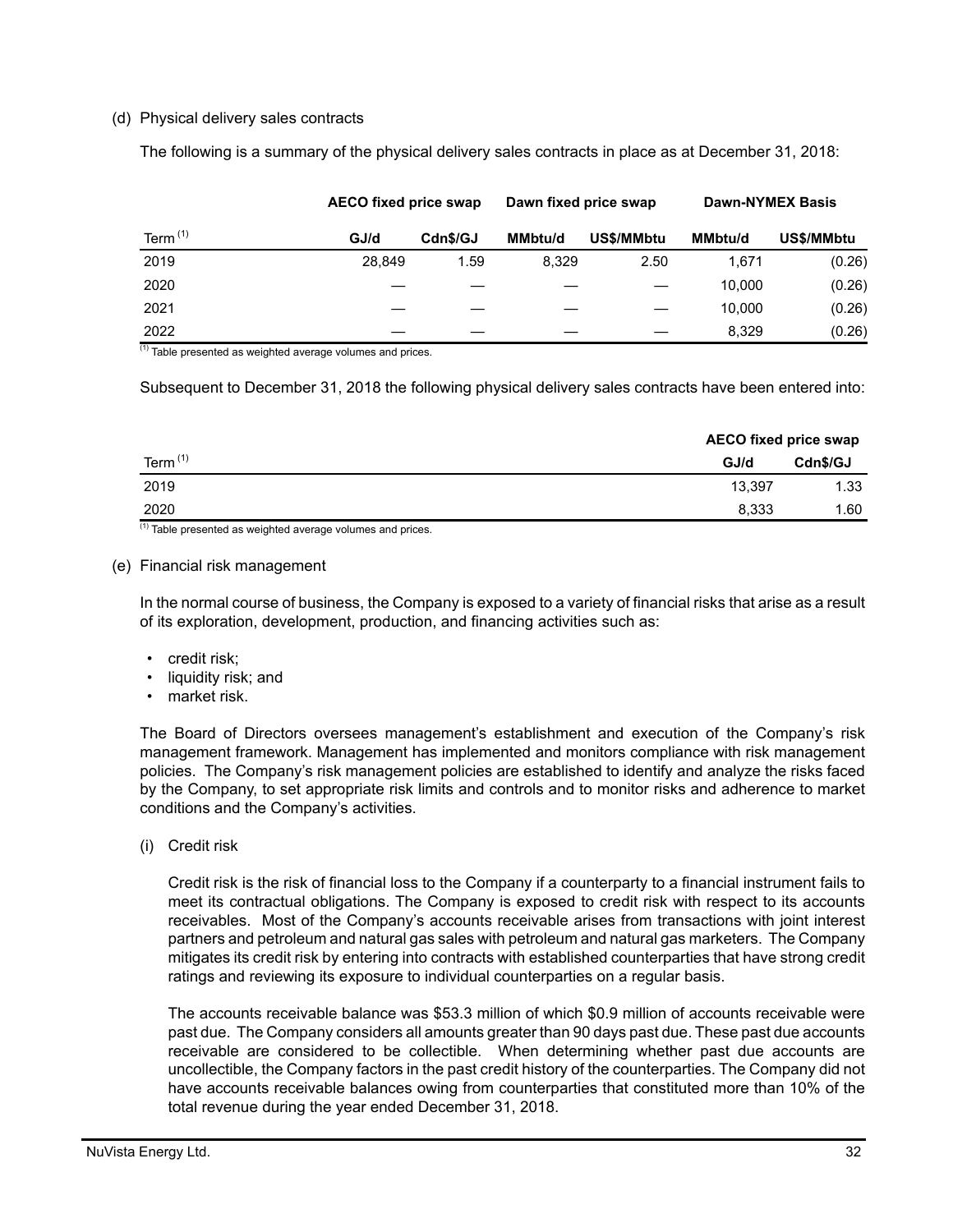(d) Physical delivery sales contracts

The following is a summary of the physical delivery sales contracts in place as at December 31, 2018:

| | AECO fixed price swap | | Dawn fixed price swap | | Dawn-NYMEX Basis | |
|---|---|---|---|---|---|---|
| Term [(1)] | GJ/d | Cdn$/GJ | MMbtu/d | US$/MMbtu | MMbtu/d | US$/MMbtu |
| 2019 | 28,849 | 1.59 | 8,329 | 2.50 | 1,671 | (0.26) |
| 2020 | — | — | — | — | 10,000 | (0.26) |
| 2021 | — | — | — | — | 10,000 | (0.26) |
| 2022 | — | — | — | — | 8,329 | (0.26) |

[(1)] Table presented as weighted average volumes and prices.

Subsequent to December 31, 2018 the following physical delivery sales contracts have been entered into:

| | AECO fixed price swap | |
|---|---|---|
| Term [(1)] | GJ/d | Cdn$/GJ |
| 2019 | 13,397 | 1.33 |
| 2020 | 8,333 | 1.60 |

[(1)] Table presented as weighted average volumes and prices.

(e) Financial risk management

In the normal course of business, the Company is exposed to a variety of financial risks that arise as a result of its exploration, development, production, and financing activities such as:

- credit risk;
- liquidity risk; and
- market risk.

The Board of Directors oversees management's establishment and execution of the Company's risk management framework. Management has implemented and monitors compliance with risk management policies. The Company's risk management policies are established to identify and analyze the risks faced by the Company, to set appropriate risk limits and controls and to monitor risks and adherence to market conditions and the Company's activities.

(i) Credit risk

Credit risk is the risk of financial loss to the Company if a counterparty to a financial instrument fails to meet its contractual obligations. The Company is exposed to credit risk with respect to its accounts receivables. Most of the Company's accounts receivable arises from transactions with joint interest partners and petroleum and natural gas sales with petroleum and natural gas marketers. The Company mitigates its credit risk by entering into contracts with established counterparties that have strong credit ratings and reviewing its exposure to individual counterparties on a regular basis.

The accounts receivable balance was $53.3 million of which $0.9 million of accounts receivable were past due. The Company considers all amounts greater than 90 days past due. These past due accounts receivable are considered to be collectible. When determining whether past due accounts are uncollectible, the Company factors in the past credit history of the counterparties. The Company did not have accounts receivable balances owing from counterparties that constituted more than 10% of the total revenue during the year ended December 31, 2018.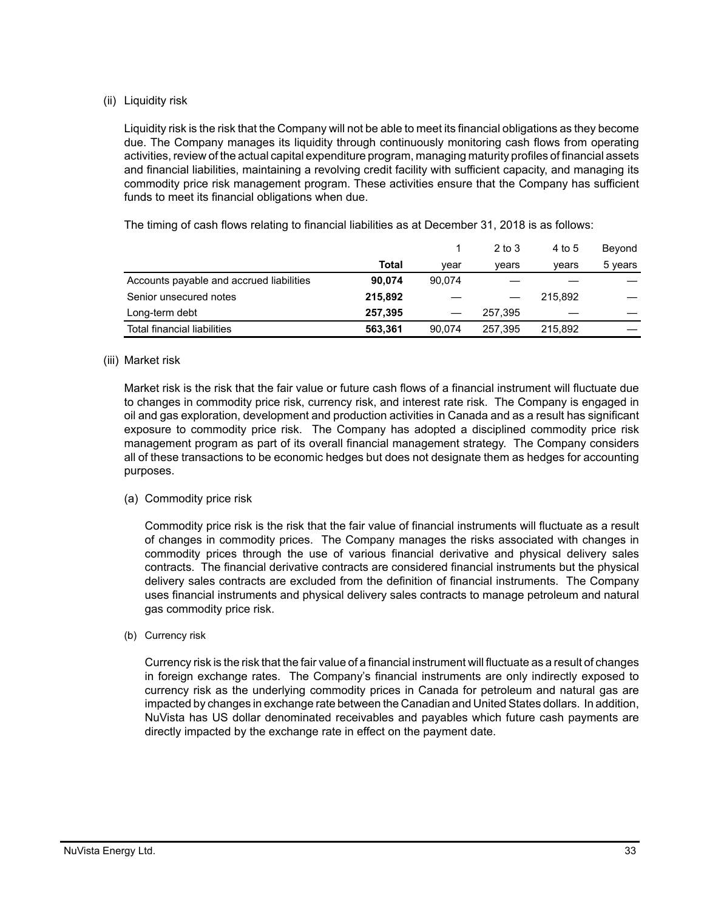(ii) Liquidity risk

Liquidity risk is the risk that the Company will not be able to meet its financial obligations as they become due. The Company manages its liquidity through continuously monitoring cash flows from operating activities, review of the actual capital expenditure program, managing maturity profiles of financial assets and financial liabilities, maintaining a revolving credit facility with sufficient capacity, and managing its commodity price risk management program. These activities ensure that the Company has sufficient funds to meet its financial obligations when due.

The timing of cash flows relating to financial liabilities as at December 31, 2018 is as follows:

| | **Total** | 1 year | 2 to 3 years | 4 to 5 years | Beyond 5 years |
|---|---|---|---|---|---|
| Accounts payable and accrued liabilities | **90,074** | 90,074 | — | — | — |
| Senior unsecured notes | **215,892** | — | — | 215,892 | — |
| Long-term debt | **257,395** | — | 257,395 | — | — |
| Total financial liabilities | **563,361** | 90,074 | 257,395 | 215,892 | — |

(iii) Market risk

Market risk is the risk that the fair value or future cash flows of a financial instrument will fluctuate due to changes in commodity price risk, currency risk, and interest rate risk. The Company is engaged in oil and gas exploration, development and production activities in Canada and as a result has significant exposure to commodity price risk. The Company has adopted a disciplined commodity price risk management program as part of its overall financial management strategy. The Company considers all of these transactions to be economic hedges but does not designate them as hedges for accounting purposes.

(a) Commodity price risk

Commodity price risk is the risk that the fair value of financial instruments will fluctuate as a result of changes in commodity prices. The Company manages the risks associated with changes in commodity prices through the use of various financial derivative and physical delivery sales contracts. The financial derivative contracts are considered financial instruments but the physical delivery sales contracts are excluded from the definition of financial instruments. The Company uses financial instruments and physical delivery sales contracts to manage petroleum and natural gas commodity price risk.

(b) Currency risk

Currency risk is the risk that the fair value of a financial instrument will fluctuate as a result of changes in foreign exchange rates. The Company's financial instruments are only indirectly exposed to currency risk as the underlying commodity prices in Canada for petroleum and natural gas are impacted by changes in exchange rate between the Canadian and United States dollars. In addition, NuVista has US dollar denominated receivables and payables which future cash payments are directly impacted by the exchange rate in effect on the payment date.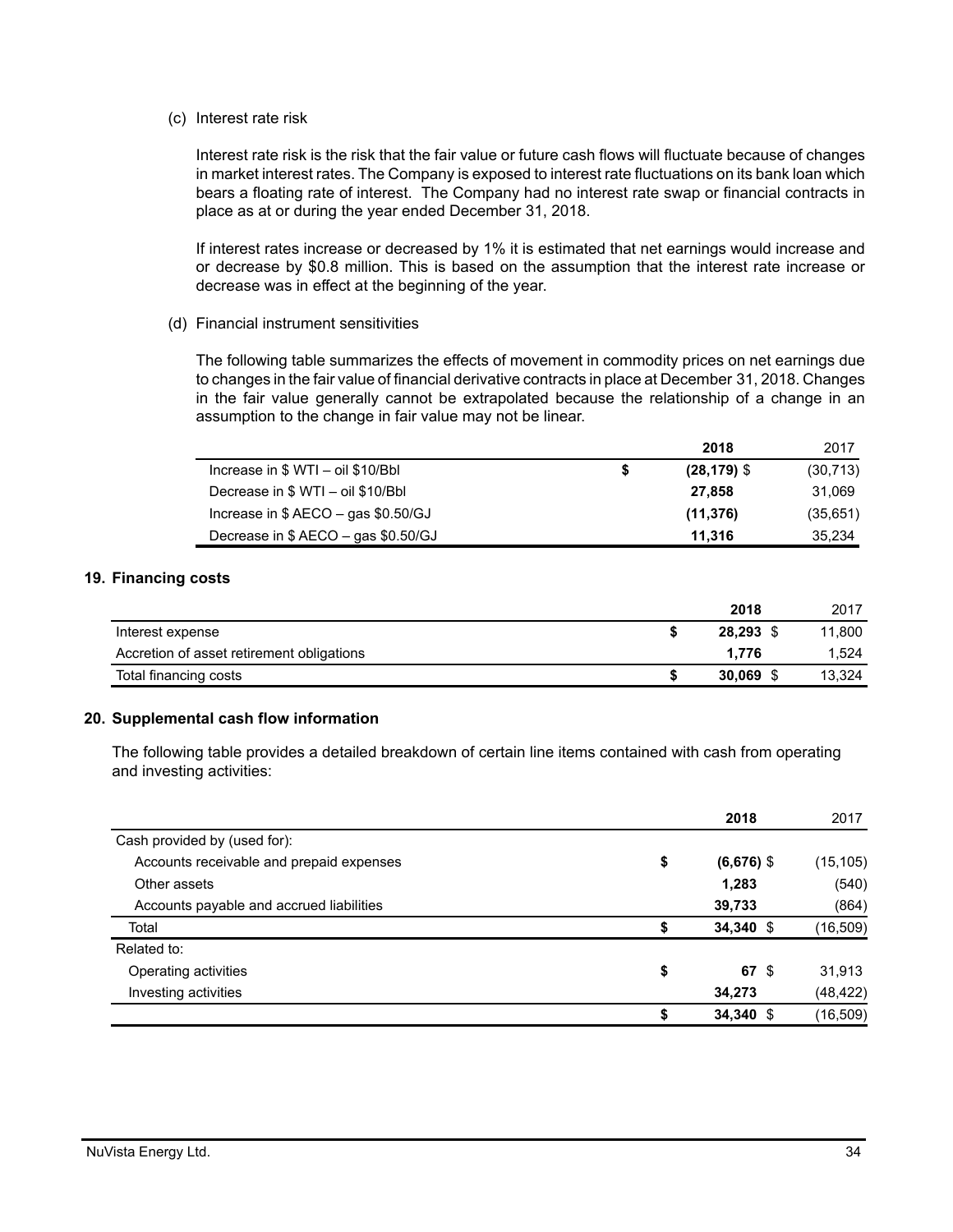(c) Interest rate risk

Interest rate risk is the risk that the fair value or future cash flows will fluctuate because of changes in market interest rates. The Company is exposed to interest rate fluctuations on its bank loan which bears a floating rate of interest. The Company had no interest rate swap or financial contracts in place as at or during the year ended December 31, 2018.

If interest rates increase or decreased by 1% it is estimated that net earnings would increase and or decrease by $0.8 million. This is based on the assumption that the interest rate increase or decrease was in effect at the beginning of the year.

(d) Financial instrument sensitivities

The following table summarizes the effects of movement in commodity prices on net earnings due to changes in the fair value of financial derivative contracts in place at December 31, 2018. Changes in the fair value generally cannot be extrapolated because the relationship of a change in an assumption to the change in fair value may not be linear.

| | | **2018** | 2017 |
|---|---|---|---|
| Increase in $ WTI – oil $10/Bbl | **$** | **(28,179)** $ | (30,713) |
| Decrease in $ WTI – oil $10/Bbl | | **27,858** | 31,069 |
| Increase in $ AECO – gas $0.50/GJ | | **(11,376)** | (35,651) |
| Decrease in $ AECO – gas $0.50/GJ | | **11,316** | 35,234 |

## 19. Financing costs

| | | **2018** | 2017 |
|---|---|---|---|
| Interest expense | **$** | **28,293** $ | 11,800 |
| Accretion of asset retirement obligations | | **1,776** | 1,524 |
| Total financing costs | **$** | **30,069** $ | 13,324 |

## 20. Supplemental cash flow information

The following table provides a detailed breakdown of certain line items contained with cash from operating and investing activities:

| | | **2018** | 2017 |
|---|---|---|---|
| Cash provided by (used for): | | | |
| Accounts receivable and prepaid expenses | **$** | **(6,676)** $ | (15,105) |
| Other assets | | **1,283** | (540) |
| Accounts payable and accrued liabilities | | **39,733** | (864) |
| Total | **$** | **34,340** $ | (16,509) |
| Related to: | | | |
| Operating activities | **$** | **67** $ | 31,913 |
| Investing activities | | **34,273** | (48,422) |
| | **$** | **34,340** $ | (16,509) |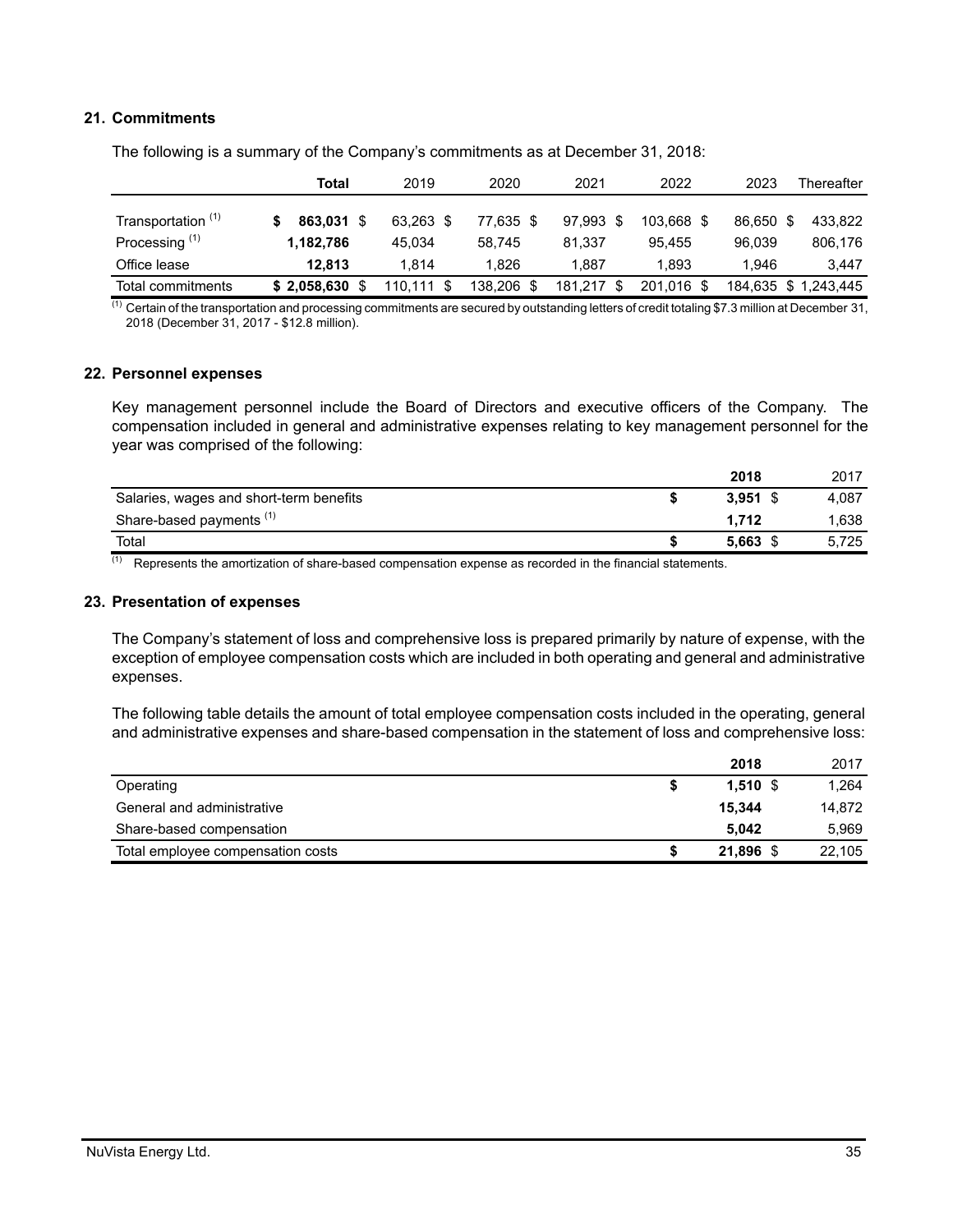## 21. Commitments

The following is a summary of the Company's commitments as at December 31, 2018:

| | **Total** | 2019 | 2020 | 2021 | 2022 | 2023 | Thereafter |
|---|---|---|---|---|---|---|---|
| Transportation [(1)] | **$ 863,031** | $ 63,263 | $ 77,635 | $ 97,993 | $ 103,668 | $ 86,650 | $ 433,822 |
| Processing [(1)] | **1,182,786** | 45,034 | 58,745 | 81,337 | 95,455 | 96,039 | 806,176 |
| Office lease | **12,813** | 1,814 | 1,826 | 1,887 | 1,893 | 1,946 | 3,447 |
| Total commitments | **$ 2,058,630** | $ 110,111 | $ 138,206 | $ 181,217 | $ 201,016 | $ 184,635 | $ 1,243,445 |

(1) Certain of the transportation and processing commitments are secured by outstanding letters of credit totaling $7.3 million at December 31, 2018 (December 31, 2017 - $12.8 million).

## 22. Personnel expenses

Key management personnel include the Board of Directors and executive officers of the Company. The compensation included in general and administrative expenses relating to key management personnel for the year was comprised of the following:

| | **2018** | 2017 |
|---|---|---|
| Salaries, wages and short-term benefits | **$ 3,951** | $ 4,087 |
| Share-based payments [(1)] | **1,712** | 1,638 |
| Total | **$ 5,663** | $ 5,725 |

(1) Represents the amortization of share-based compensation expense as recorded in the financial statements.

## 23. Presentation of expenses

The Company's statement of loss and comprehensive loss is prepared primarily by nature of expense, with the exception of employee compensation costs which are included in both operating and general and administrative expenses.

The following table details the amount of total employee compensation costs included in the operating, general and administrative expenses and share-based compensation in the statement of loss and comprehensive loss:

| | **2018** | 2017 |
|---|---|---|
| Operating | **$ 1,510** | $ 1,264 |
| General and administrative | **15,344** | 14,872 |
| Share-based compensation | **5,042** | 5,969 |
| Total employee compensation costs | **$ 21,896** | $ 22,105 |